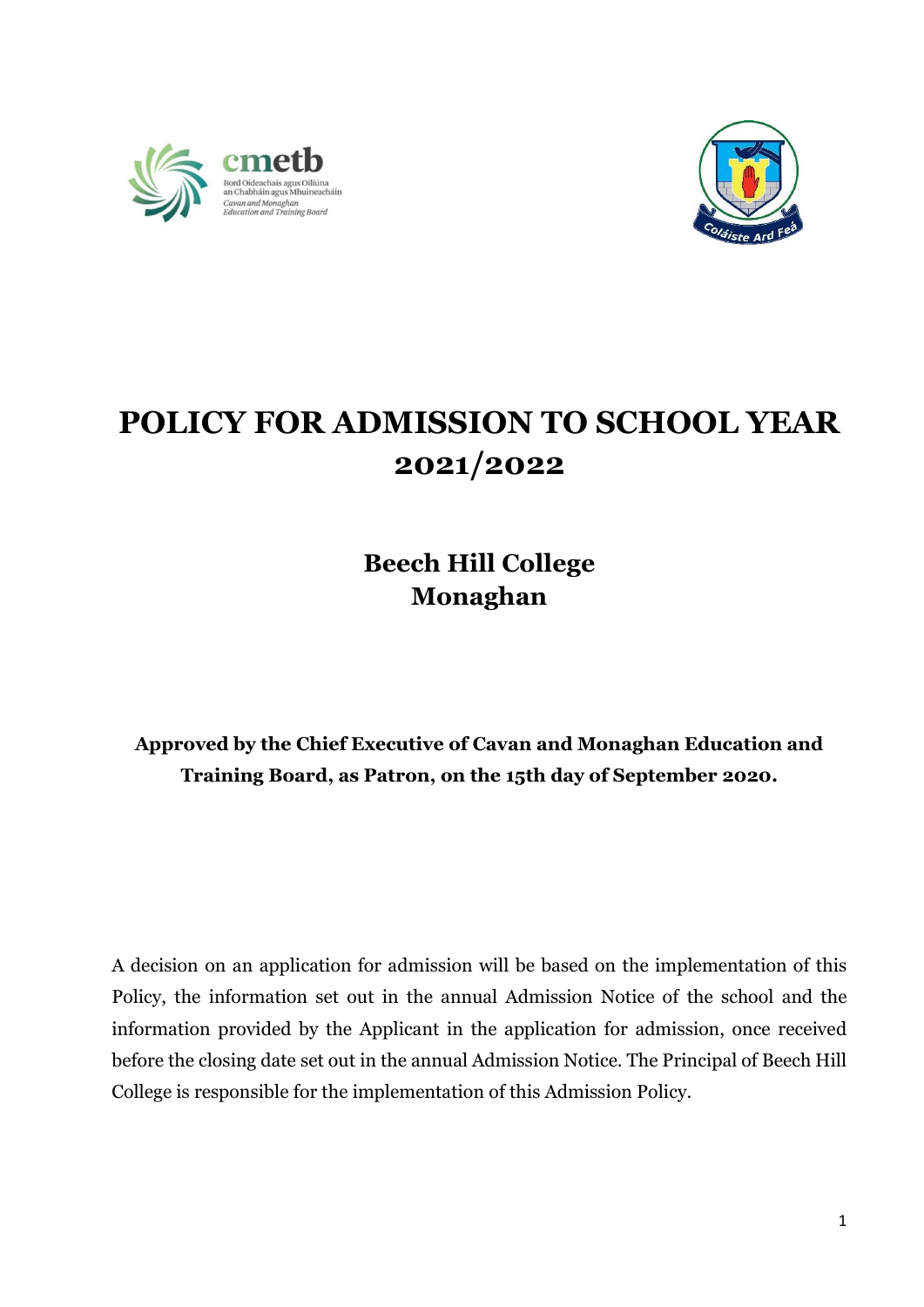# POLICY FOR ADMISSION TO SCHOOL YEAR 2021/2022

## Beech Hill College
## Monaghan

**Approved by the Chief Executive of Cavan and Monaghan Education and Training Board, as Patron, on the 15th day of September 2020.**

A decision on an application for admission will be based on the implementation of this Policy, the information set out in the annual Admission Notice of the school and the information provided by the Applicant in the application for admission, once received before the closing date set out in the annual Admission Notice. The Principal of Beech Hill College is responsible for the implementation of this Admission Policy.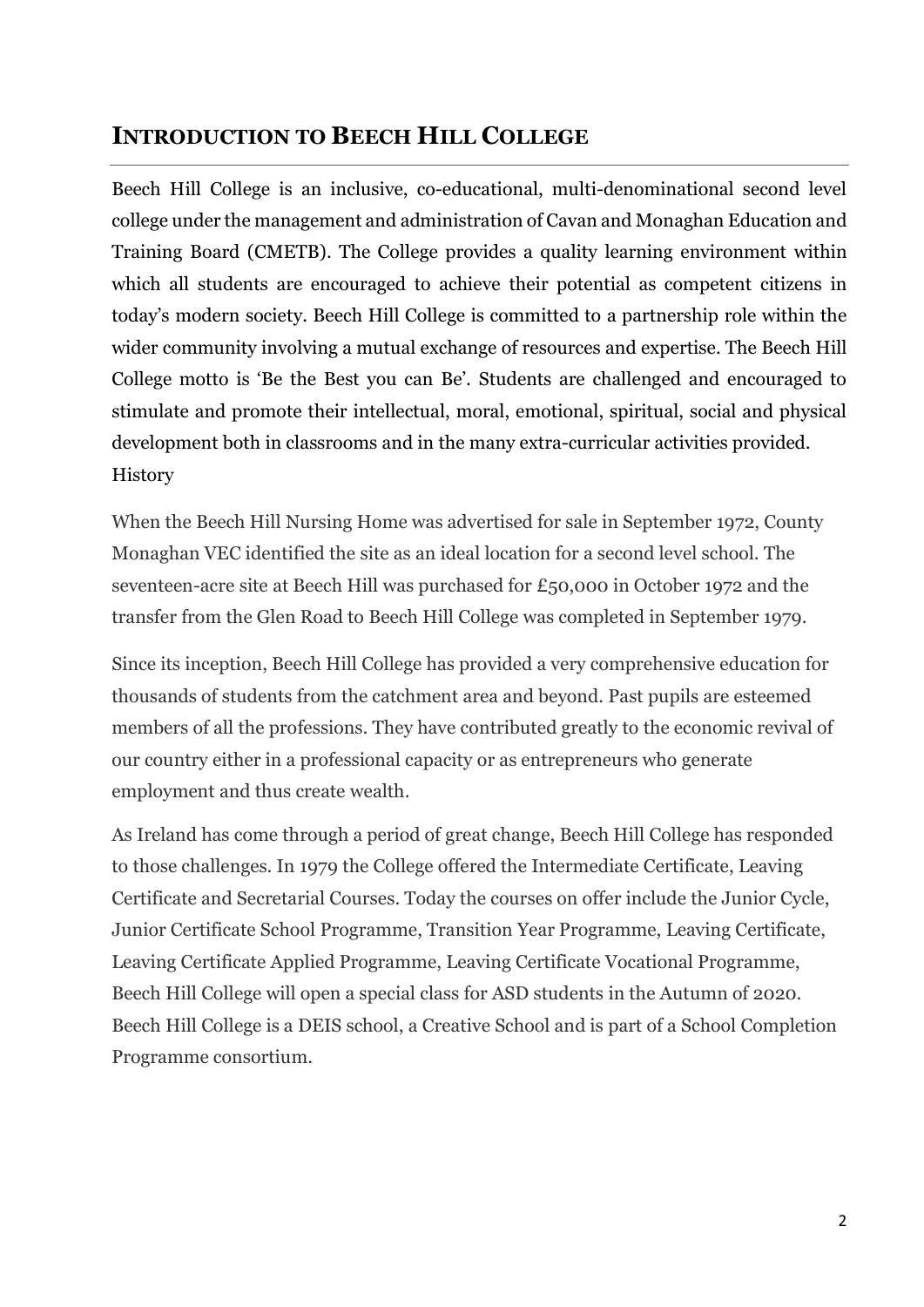## INTRODUCTION TO BEECH HILL COLLEGE

Beech Hill College is an inclusive, co-educational, multi-denominational second level college under the management and administration of Cavan and Monaghan Education and Training Board (CMETB). The College provides a quality learning environment within which all students are encouraged to achieve their potential as competent citizens in today's modern society. Beech Hill College is committed to a partnership role within the wider community involving a mutual exchange of resources and expertise. The Beech Hill College motto is 'Be the Best you can Be'. Students are challenged and encouraged to stimulate and promote their intellectual, moral, emotional, spiritual, social and physical development both in classrooms and in the many extra-curricular activities provided.

History

When the Beech Hill Nursing Home was advertised for sale in September 1972, County Monaghan VEC identified the site as an ideal location for a second level school. The seventeen-acre site at Beech Hill was purchased for £50,000 in October 1972 and the transfer from the Glen Road to Beech Hill College was completed in September 1979.

Since its inception, Beech Hill College has provided a very comprehensive education for thousands of students from the catchment area and beyond. Past pupils are esteemed members of all the professions. They have contributed greatly to the economic revival of our country either in a professional capacity or as entrepreneurs who generate employment and thus create wealth.

As Ireland has come through a period of great change, Beech Hill College has responded to those challenges. In 1979 the College offered the Intermediate Certificate, Leaving Certificate and Secretarial Courses. Today the courses on offer include the Junior Cycle, Junior Certificate School Programme, Transition Year Programme, Leaving Certificate, Leaving Certificate Applied Programme, Leaving Certificate Vocational Programme, Beech Hill College will open a special class for ASD students in the Autumn of 2020. Beech Hill College is a DEIS school, a Creative School and is part of a School Completion Programme consortium.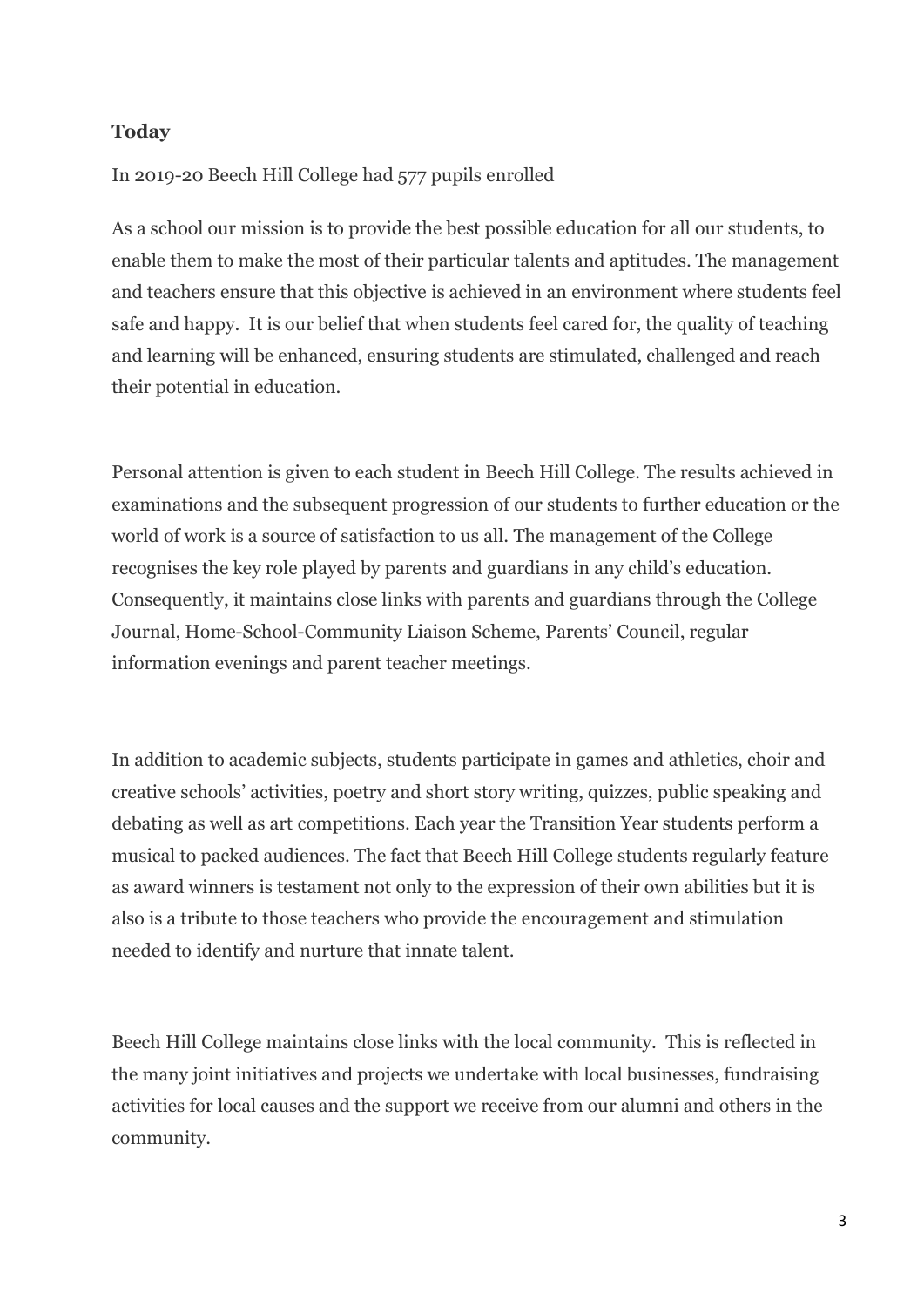**Today**

In 2019-20 Beech Hill College had 577 pupils enrolled

As a school our mission is to provide the best possible education for all our students, to enable them to make the most of their particular talents and aptitudes. The management and teachers ensure that this objective is achieved in an environment where students feel safe and happy. It is our belief that when students feel cared for, the quality of teaching and learning will be enhanced, ensuring students are stimulated, challenged and reach their potential in education.

Personal attention is given to each student in Beech Hill College. The results achieved in examinations and the subsequent progression of our students to further education or the world of work is a source of satisfaction to us all. The management of the College recognises the key role played by parents and guardians in any child's education. Consequently, it maintains close links with parents and guardians through the College Journal, Home-School-Community Liaison Scheme, Parents' Council, regular information evenings and parent teacher meetings.

In addition to academic subjects, students participate in games and athletics, choir and creative schools' activities, poetry and short story writing, quizzes, public speaking and debating as well as art competitions. Each year the Transition Year students perform a musical to packed audiences. The fact that Beech Hill College students regularly feature as award winners is testament not only to the expression of their own abilities but it is also is a tribute to those teachers who provide the encouragement and stimulation needed to identify and nurture that innate talent.

Beech Hill College maintains close links with the local community. This is reflected in the many joint initiatives and projects we undertake with local businesses, fundraising activities for local causes and the support we receive from our alumni and others in the community.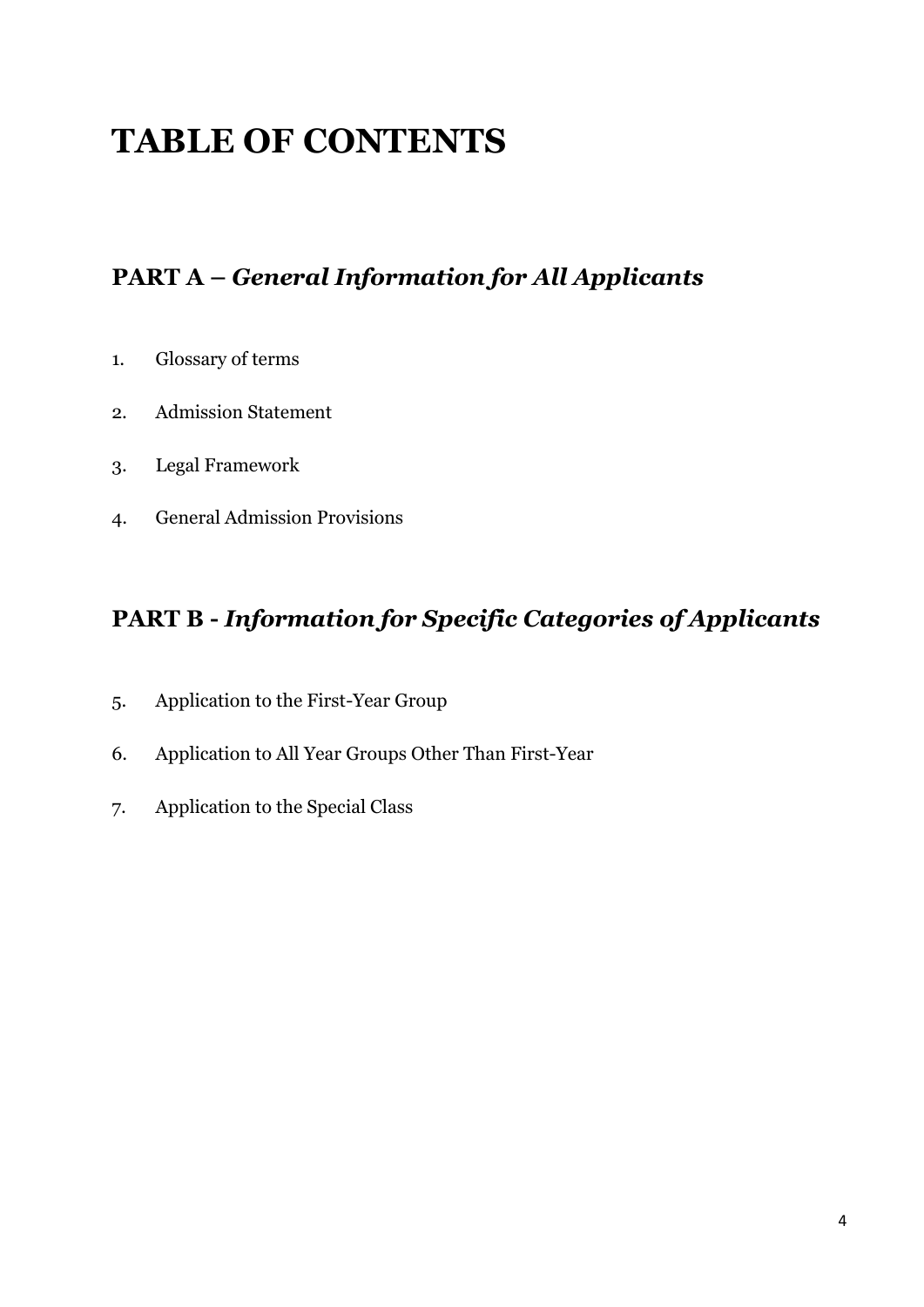# TABLE OF CONTENTS

## PART A – *General Information for All Applicants*

1. Glossary of terms
2. Admission Statement
3. Legal Framework
4. General Admission Provisions

## PART B - *Information for Specific Categories of Applicants*

5. Application to the First-Year Group
6. Application to All Year Groups Other Than First-Year
7. Application to the Special Class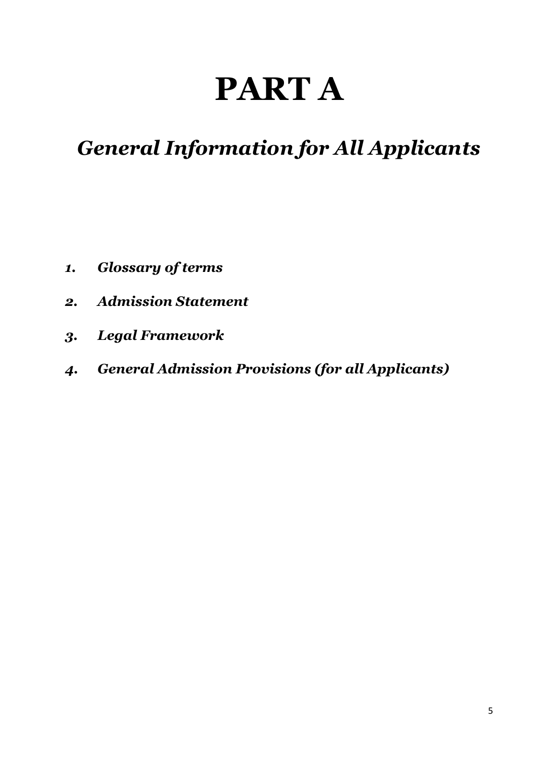# PART A

## *General Information for All Applicants*

1. ***Glossary of terms***
2. ***Admission Statement***
3. ***Legal Framework***
4. ***General Admission Provisions (for all Applicants)***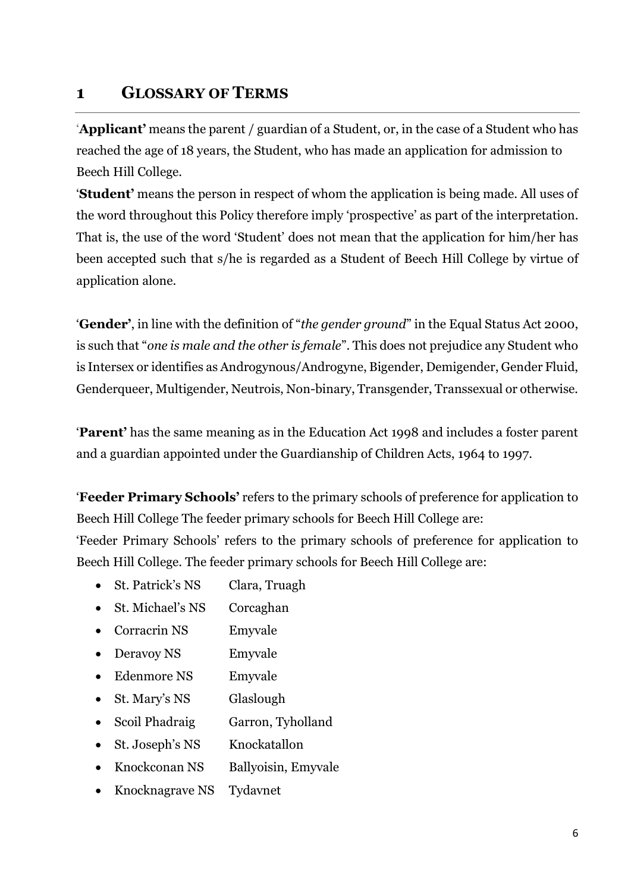# 1 GLOSSARY OF TERMS

'**Applicant'** means the parent / guardian of a Student, or, in the case of a Student who has reached the age of 18 years, the Student, who has made an application for admission to Beech Hill College.

'**Student'** means the person in respect of whom the application is being made. All uses of the word throughout this Policy therefore imply 'prospective' as part of the interpretation. That is, the use of the word 'Student' does not mean that the application for him/her has been accepted such that s/he is regarded as a Student of Beech Hill College by virtue of application alone.

'**Gender'**, in line with the definition of "*the gender ground*" in the Equal Status Act 2000, is such that "*one is male and the other is female*". This does not prejudice any Student who is Intersex or identifies as Androgynous/Androgyne, Bigender, Demigender, Gender Fluid, Genderqueer, Multigender, Neutrois, Non-binary, Transgender, Transsexual or otherwise.

'**Parent'** has the same meaning as in the Education Act 1998 and includes a foster parent and a guardian appointed under the Guardianship of Children Acts, 1964 to 1997.

'**Feeder Primary Schools'** refers to the primary schools of preference for application to Beech Hill College The feeder primary schools for Beech Hill College are:

'Feeder Primary Schools' refers to the primary schools of preference for application to Beech Hill College. The feeder primary schools for Beech Hill College are:

- St. Patrick's NS  Clara, Truagh
- St. Michael's NS  Corcaghan
- Corracrin NS  Emyvale
- Deravoy NS  Emyvale
- Edenmore NS  Emyvale
- St. Mary's NS  Glaslough
- Scoil Phadraig  Garron, Tyholland
- St. Joseph's NS  Knockatallon
- Knockconan NS  Ballyoisin, Emyvale
- Knocknagrave NS  Tydavnet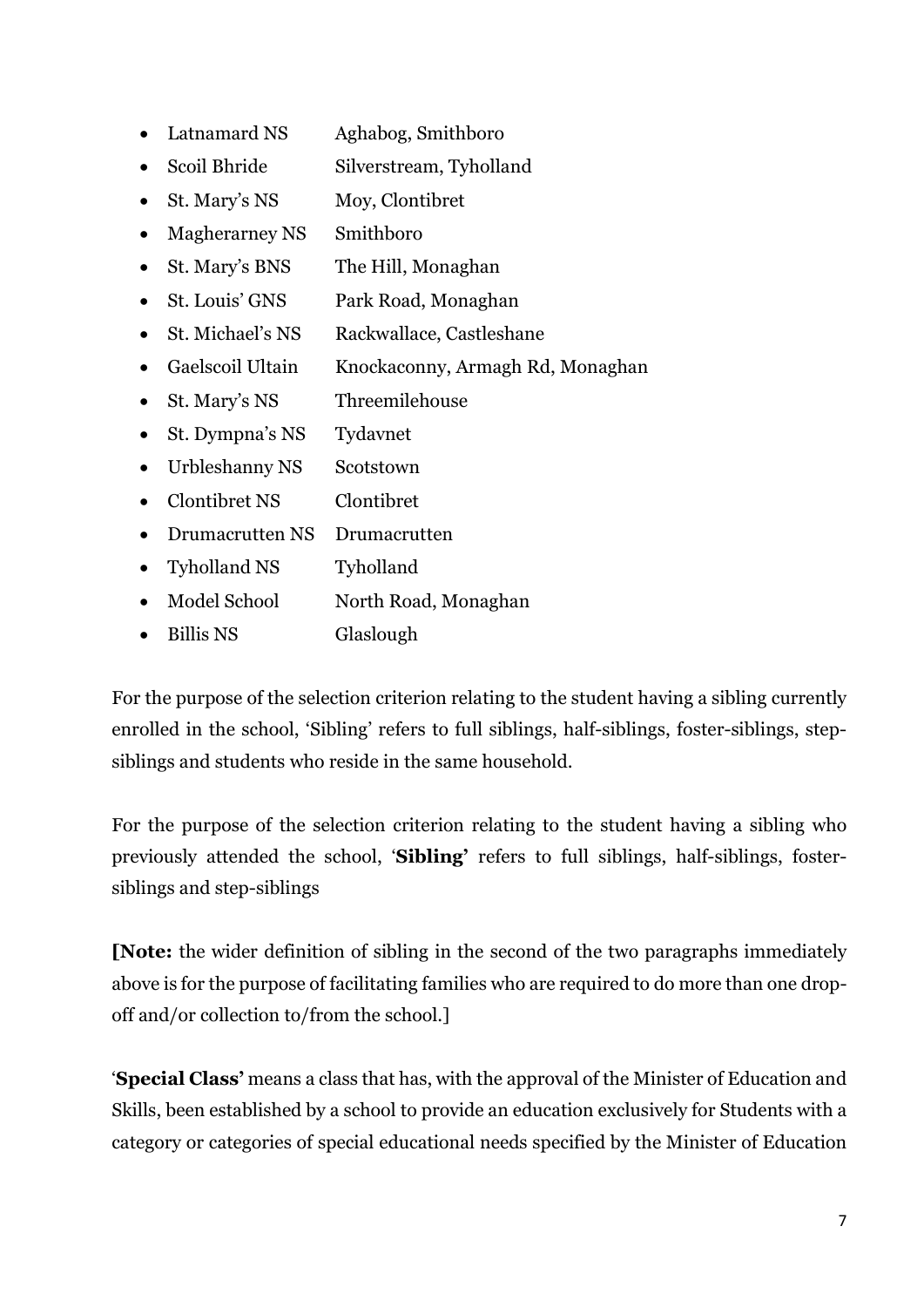- Latnamard NS Aghabog, Smithboro
- Scoil Bhride Silverstream, Tyholland
- St. Mary's NS Moy, Clontibret
- Magherarney NS Smithboro
- St. Mary's BNS The Hill, Monaghan
- St. Louis' GNS Park Road, Monaghan
- St. Michael's NS Rackwallace, Castleshane
- Gaelscoil Ultain Knockaconny, Armagh Rd, Monaghan
- St. Mary's NS Threemilehouse
- St. Dympna's NS Tydavnet
- Urbleshanny NS Scotstown
- Clontibret NS Clontibret
- Drumacrutten NS Drumacrutten
- Tyholland NS Tyholland
- Model School North Road, Monaghan
- Billis NS Glaslough

For the purpose of the selection criterion relating to the student having a sibling currently enrolled in the school, 'Sibling' refers to full siblings, half-siblings, foster-siblings, step-siblings and students who reside in the same household.

For the purpose of the selection criterion relating to the student having a sibling who previously attended the school, '**Sibling'** refers to full siblings, half-siblings, foster-siblings and step-siblings

**[Note:** the wider definition of sibling in the second of the two paragraphs immediately above is for the purpose of facilitating families who are required to do more than one drop-off and/or collection to/from the school.]

'**Special Class'** means a class that has, with the approval of the Minister of Education and Skills, been established by a school to provide an education exclusively for Students with a category or categories of special educational needs specified by the Minister of Education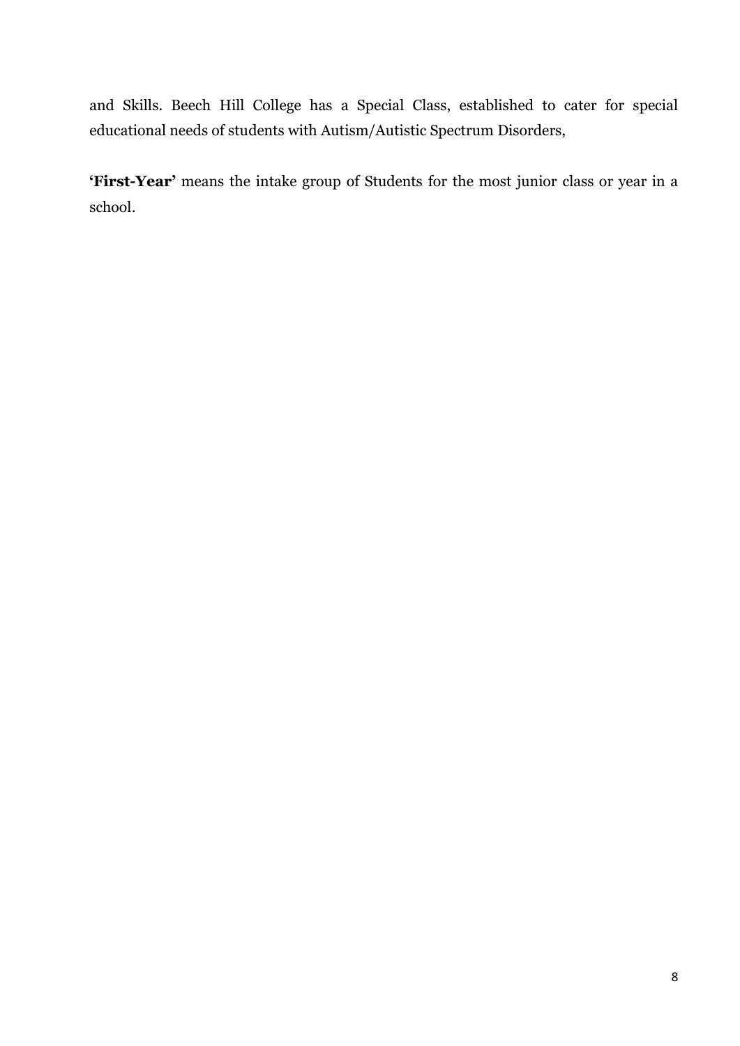and Skills. Beech Hill College has a Special Class, established to cater for special educational needs of students with Autism/Autistic Spectrum Disorders,

**'First-Year'** means the intake group of Students for the most junior class or year in a school.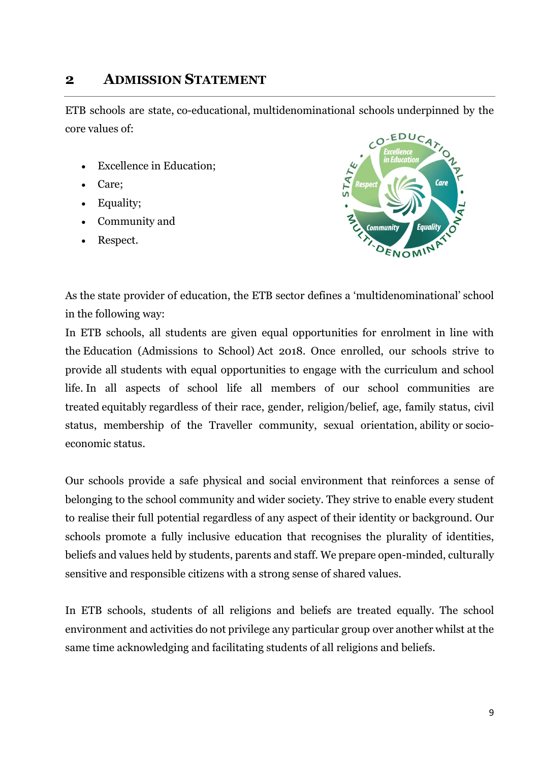## 2 ADMISSION STATEMENT

ETB schools are state, co-educational, multidenominational schools underpinned by the core values of:

- Excellence in Education;
- Care;
- Equality;
- Community and
- Respect.

As the state provider of education, the ETB sector defines a 'multidenominational' school in the following way:

In ETB schools, all students are given equal opportunities for enrolment in line with the Education (Admissions to School) Act 2018. Once enrolled, our schools strive to provide all students with equal opportunities to engage with the curriculum and school life. In all aspects of school life all members of our school communities are treated equitably regardless of their race, gender, religion/belief, age, family status, civil status, membership of the Traveller community, sexual orientation, ability or socio-economic status.

Our schools provide a safe physical and social environment that reinforces a sense of belonging to the school community and wider society. They strive to enable every student to realise their full potential regardless of any aspect of their identity or background. Our schools promote a fully inclusive education that recognises the plurality of identities, beliefs and values held by students, parents and staff. We prepare open-minded, culturally sensitive and responsible citizens with a strong sense of shared values.

In ETB schools, students of all religions and beliefs are treated equally. The school environment and activities do not privilege any particular group over another whilst at the same time acknowledging and facilitating students of all religions and beliefs.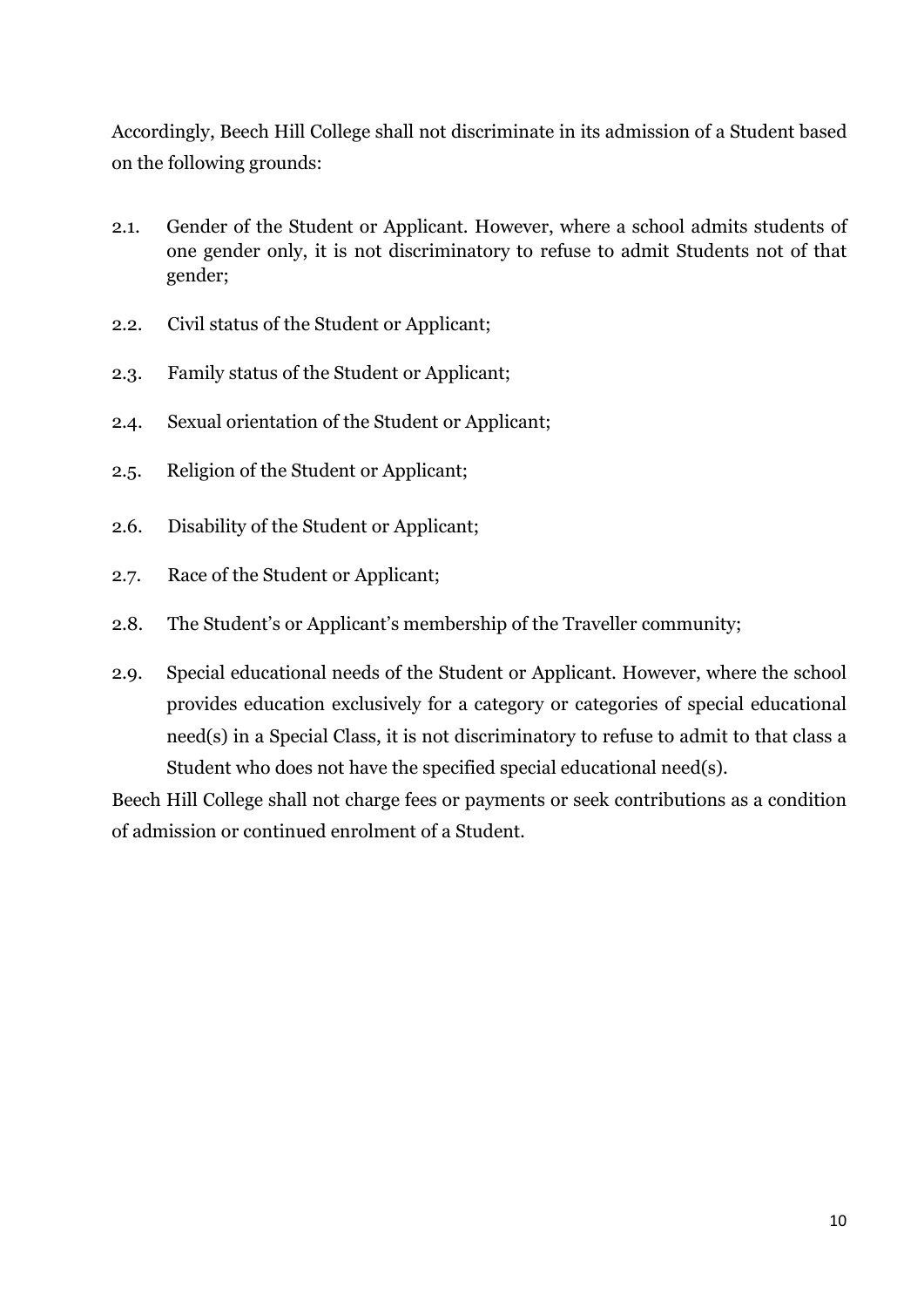Accordingly, Beech Hill College shall not discriminate in its admission of a Student based on the following grounds:

2.1. Gender of the Student or Applicant. However, where a school admits students of one gender only, it is not discriminatory to refuse to admit Students not of that gender;

2.2. Civil status of the Student or Applicant;

2.3. Family status of the Student or Applicant;

2.4. Sexual orientation of the Student or Applicant;

2.5. Religion of the Student or Applicant;

2.6. Disability of the Student or Applicant;

2.7. Race of the Student or Applicant;

2.8. The Student's or Applicant's membership of the Traveller community;

2.9. Special educational needs of the Student or Applicant. However, where the school provides education exclusively for a category or categories of special educational need(s) in a Special Class, it is not discriminatory to refuse to admit to that class a Student who does not have the specified special educational need(s).

Beech Hill College shall not charge fees or payments or seek contributions as a condition of admission or continued enrolment of a Student.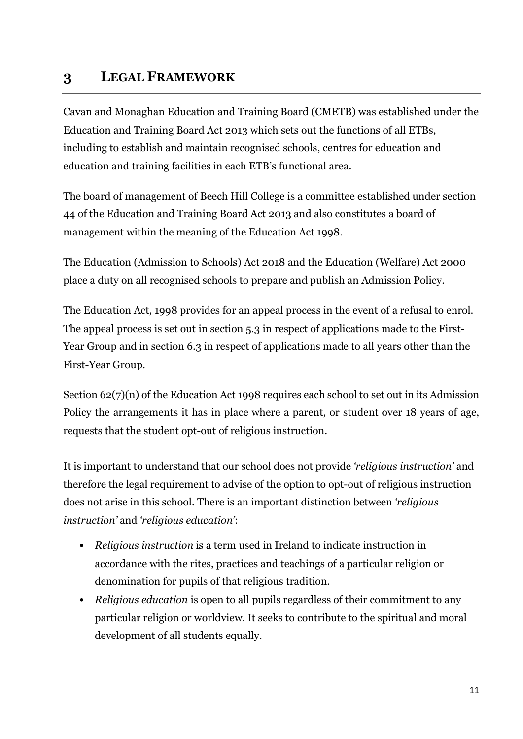# 3 LEGAL FRAMEWORK

Cavan and Monaghan Education and Training Board (CMETB) was established under the Education and Training Board Act 2013 which sets out the functions of all ETBs, including to establish and maintain recognised schools, centres for education and education and training facilities in each ETB's functional area.

The board of management of Beech Hill College is a committee established under section 44 of the Education and Training Board Act 2013 and also constitutes a board of management within the meaning of the Education Act 1998.

The Education (Admission to Schools) Act 2018 and the Education (Welfare) Act 2000 place a duty on all recognised schools to prepare and publish an Admission Policy.

The Education Act, 1998 provides for an appeal process in the event of a refusal to enrol. The appeal process is set out in section 5.3 in respect of applications made to the First-Year Group and in section 6.3 in respect of applications made to all years other than the First-Year Group.

Section 62(7)(n) of the Education Act 1998 requires each school to set out in its Admission Policy the arrangements it has in place where a parent, or student over 18 years of age, requests that the student opt-out of religious instruction.

It is important to understand that our school does not provide *'religious instruction'* and therefore the legal requirement to advise of the option to opt-out of religious instruction does not arise in this school. There is an important distinction between *'religious instruction'* and *'religious education'*:

- *Religious instruction* is a term used in Ireland to indicate instruction in accordance with the rites, practices and teachings of a particular religion or denomination for pupils of that religious tradition.
- *Religious education* is open to all pupils regardless of their commitment to any particular religion or worldview. It seeks to contribute to the spiritual and moral development of all students equally.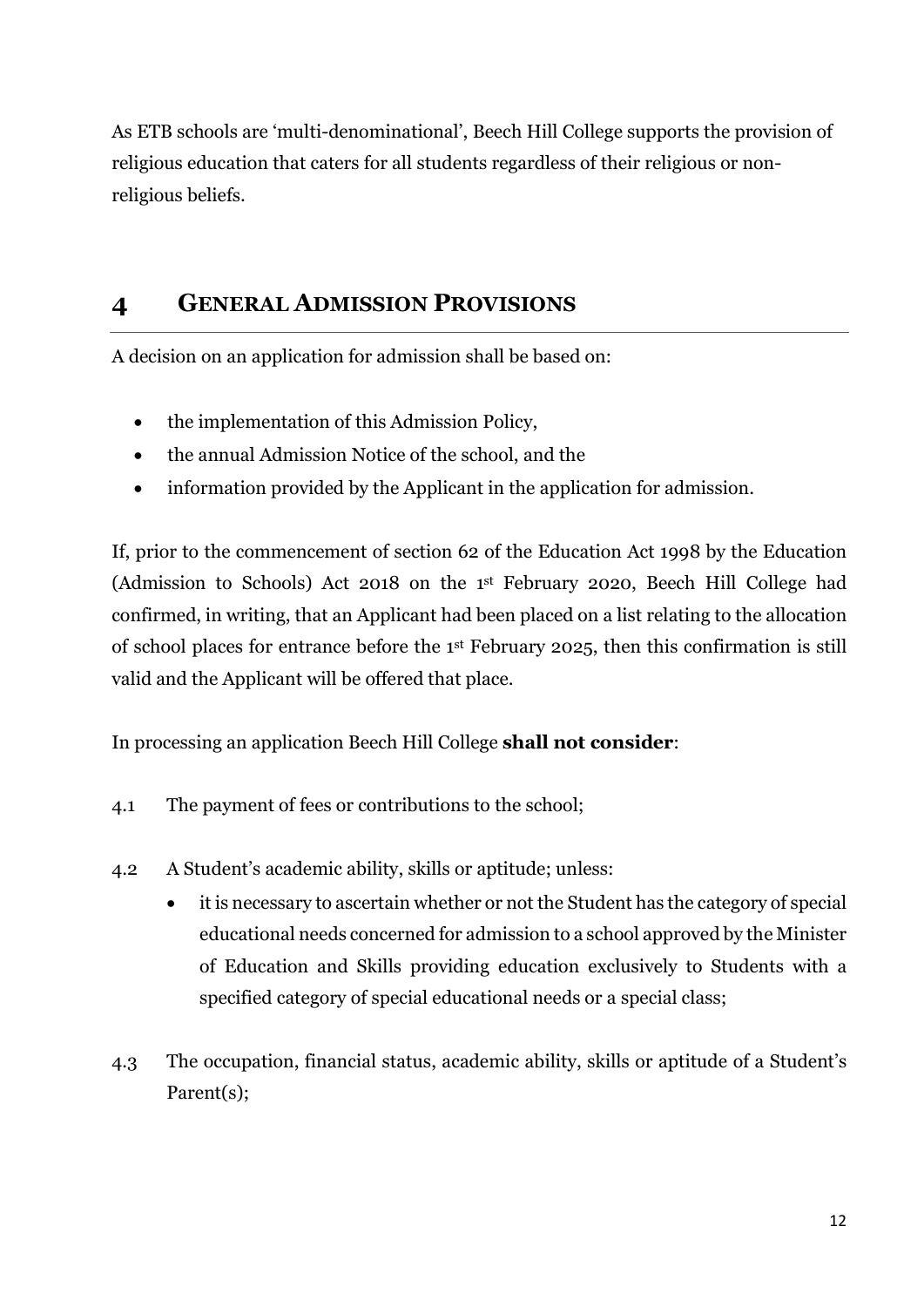As ETB schools are 'multi-denominational', Beech Hill College supports the provision of religious education that caters for all students regardless of their religious or non-religious beliefs.

# 4 GENERAL ADMISSION PROVISIONS

A decision on an application for admission shall be based on:

- the implementation of this Admission Policy,
- the annual Admission Notice of the school, and the
- information provided by the Applicant in the application for admission.

If, prior to the commencement of section 62 of the Education Act 1998 by the Education (Admission to Schools) Act 2018 on the 1st February 2020, Beech Hill College had confirmed, in writing, that an Applicant had been placed on a list relating to the allocation of school places for entrance before the 1st February 2025, then this confirmation is still valid and the Applicant will be offered that place.

In processing an application Beech Hill College **shall not consider**:

4.1 The payment of fees or contributions to the school;

4.2 A Student's academic ability, skills or aptitude; unless:

- it is necessary to ascertain whether or not the Student has the category of special educational needs concerned for admission to a school approved by the Minister of Education and Skills providing education exclusively to Students with a specified category of special educational needs or a special class;

4.3 The occupation, financial status, academic ability, skills or aptitude of a Student's Parent(s);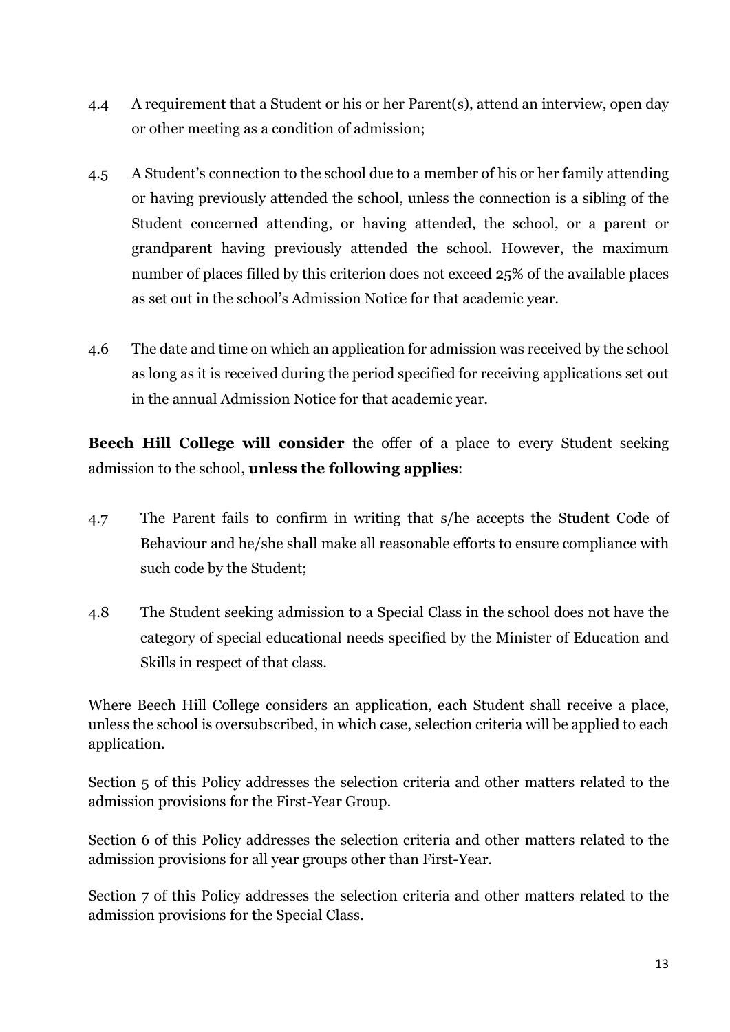4.4 A requirement that a Student or his or her Parent(s), attend an interview, open day or other meeting as a condition of admission;

4.5 A Student's connection to the school due to a member of his or her family attending or having previously attended the school, unless the connection is a sibling of the Student concerned attending, or having attended, the school, or a parent or grandparent having previously attended the school. However, the maximum number of places filled by this criterion does not exceed 25% of the available places as set out in the school's Admission Notice for that academic year.

4.6 The date and time on which an application for admission was received by the school as long as it is received during the period specified for receiving applications set out in the annual Admission Notice for that academic year.

**Beech Hill College will consider** the offer of a place to every Student seeking admission to the school, **<u>unless</u> the following applies**:

4.7 The Parent fails to confirm in writing that s/he accepts the Student Code of Behaviour and he/she shall make all reasonable efforts to ensure compliance with such code by the Student;

4.8 The Student seeking admission to a Special Class in the school does not have the category of special educational needs specified by the Minister of Education and Skills in respect of that class.

Where Beech Hill College considers an application, each Student shall receive a place, unless the school is oversubscribed, in which case, selection criteria will be applied to each application.

Section 5 of this Policy addresses the selection criteria and other matters related to the admission provisions for the First-Year Group.

Section 6 of this Policy addresses the selection criteria and other matters related to the admission provisions for all year groups other than First-Year.

Section 7 of this Policy addresses the selection criteria and other matters related to the admission provisions for the Special Class.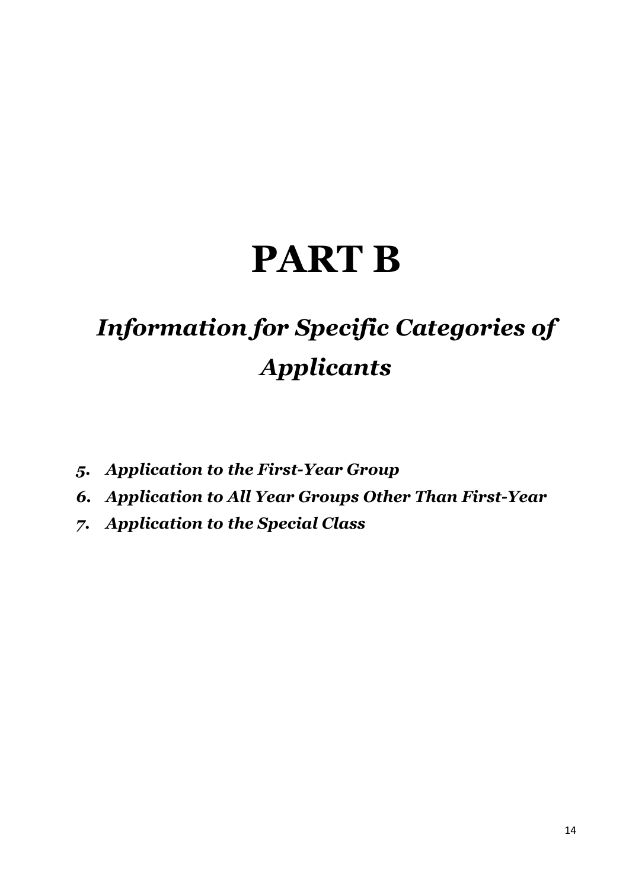# PART B

## *Information for Specific Categories of Applicants*

5. ***Application to the First-Year Group***
6. ***Application to All Year Groups Other Than First-Year***
7. ***Application to the Special Class***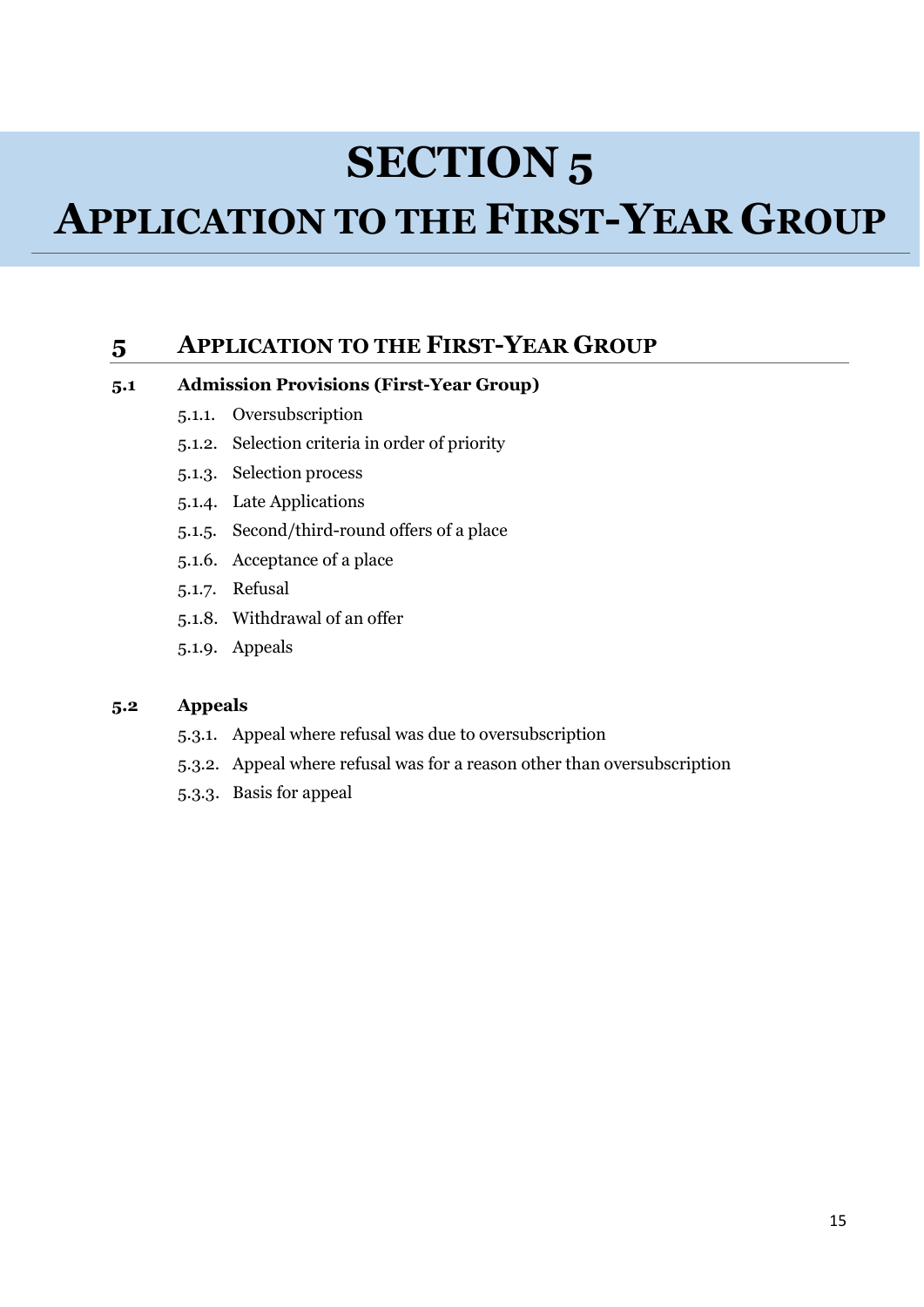# SECTION 5

# APPLICATION TO THE FIRST-YEAR GROUP

## 5 APPLICATION TO THE FIRST-YEAR GROUP

### 5.1 Admission Provisions (First-Year Group)

- 5.1.1. Oversubscription
- 5.1.2. Selection criteria in order of priority
- 5.1.3. Selection process
- 5.1.4. Late Applications
- 5.1.5. Second/third-round offers of a place
- 5.1.6. Acceptance of a place
- 5.1.7. Refusal
- 5.1.8. Withdrawal of an offer
- 5.1.9. Appeals

### 5.2 Appeals

- 5.3.1. Appeal where refusal was due to oversubscription
- 5.3.2. Appeal where refusal was for a reason other than oversubscription
- 5.3.3. Basis for appeal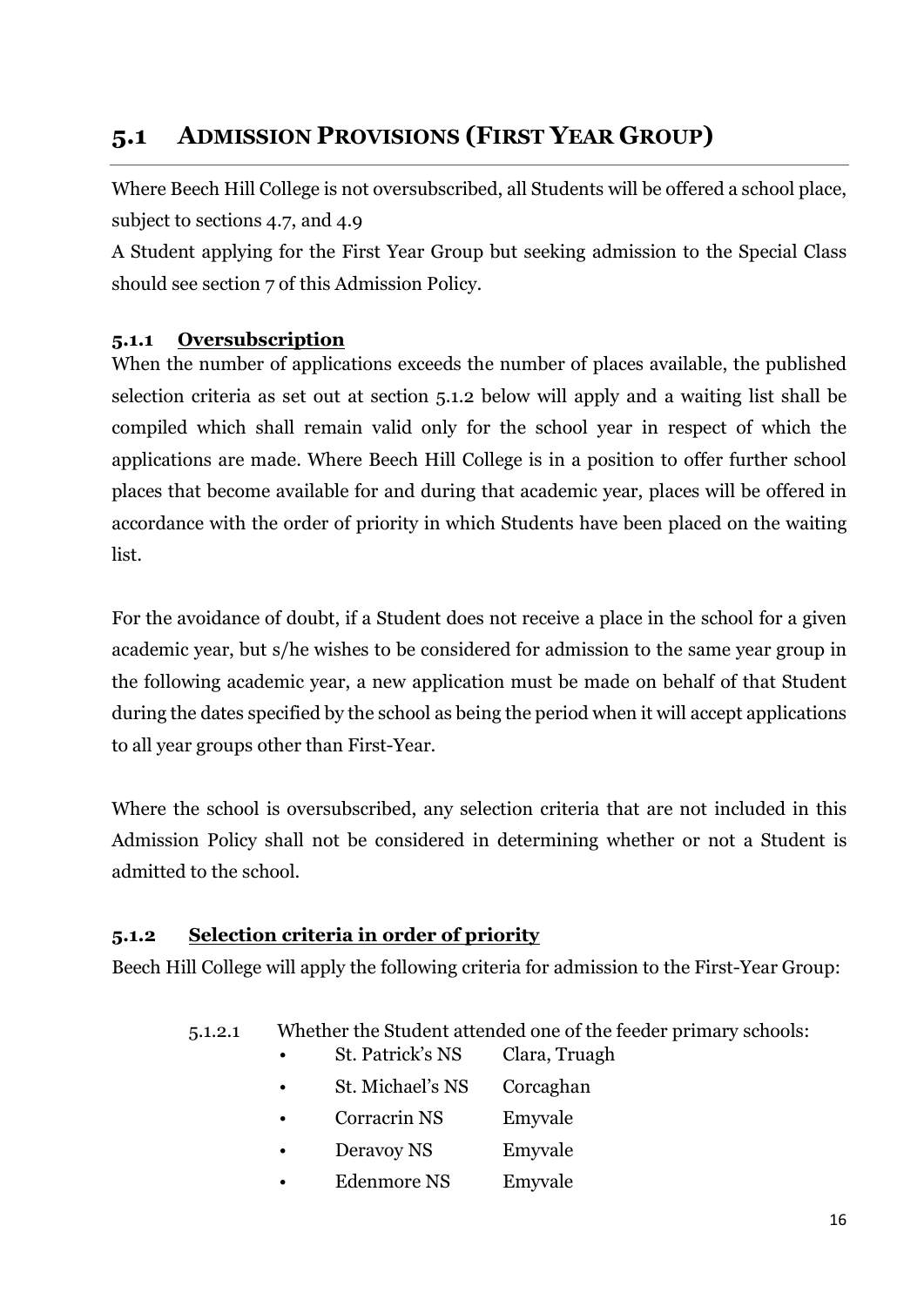## 5.1 ADMISSION PROVISIONS (FIRST YEAR GROUP)

Where Beech Hill College is not oversubscribed, all Students will be offered a school place, subject to sections 4.7, and 4.9

A Student applying for the First Year Group but seeking admission to the Special Class should see section 7 of this Admission Policy.

### 5.1.1 Oversubscription

When the number of applications exceeds the number of places available, the published selection criteria as set out at section 5.1.2 below will apply and a waiting list shall be compiled which shall remain valid only for the school year in respect of which the applications are made. Where Beech Hill College is in a position to offer further school places that become available for and during that academic year, places will be offered in accordance with the order of priority in which Students have been placed on the waiting list.

For the avoidance of doubt, if a Student does not receive a place in the school for a given academic year, but s/he wishes to be considered for admission to the same year group in the following academic year, a new application must be made on behalf of that Student during the dates specified by the school as being the period when it will accept applications to all year groups other than First-Year.

Where the school is oversubscribed, any selection criteria that are not included in this Admission Policy shall not be considered in determining whether or not a Student is admitted to the school.

### 5.1.2 Selection criteria in order of priority

Beech Hill College will apply the following criteria for admission to the First-Year Group:

5.1.2.1 Whether the Student attended one of the feeder primary schools:

- St. Patrick's NS — Clara, Truagh
- St. Michael's NS — Corcaghan
- Corracrin NS — Emyvale
- Deravoy NS — Emyvale
- Edenmore NS — Emyvale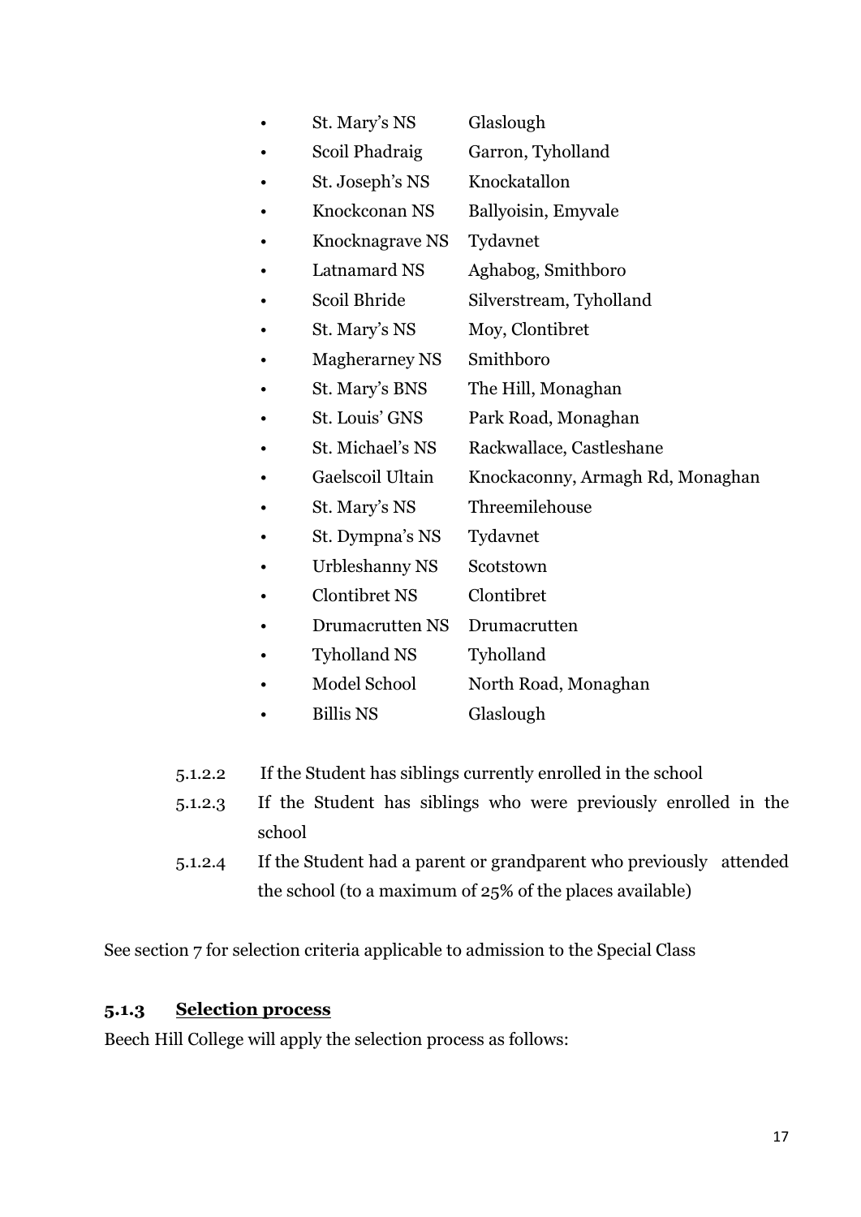- St. Mary's NS — Glaslough
- Scoil Phadraig — Garron, Tyholland
- St. Joseph's NS — Knockatallon
- Knockconan NS — Ballyoisin, Emyvale
- Knocknagrave NS — Tydavnet
- Latnamard NS — Aghabog, Smithboro
- Scoil Bhride — Silverstream, Tyholland
- St. Mary's NS — Moy, Clontibret
- Magherarney NS — Smithboro
- St. Mary's BNS — The Hill, Monaghan
- St. Louis' GNS — Park Road, Monaghan
- St. Michael's NS — Rackwallace, Castleshane
- Gaelscoil Ultain — Knockaconny, Armagh Rd, Monaghan
- St. Mary's NS — Threemilehouse
- St. Dympna's NS — Tydavnet
- Urbleshanny NS — Scotstown
- Clontibret NS — Clontibret
- Drumacrutten NS — Drumacrutten
- Tyholland NS — Tyholland
- Model School — North Road, Monaghan
- Billis NS — Glaslough

5.1.2.2 If the Student has siblings currently enrolled in the school

5.1.2.3 If the Student has siblings who were previously enrolled in the school

5.1.2.4 If the Student had a parent or grandparent who previously attended the school (to a maximum of 25% of the places available)

See section 7 for selection criteria applicable to admission to the Special Class

### 5.1.3 <u>Selection process</u>

Beech Hill College will apply the selection process as follows: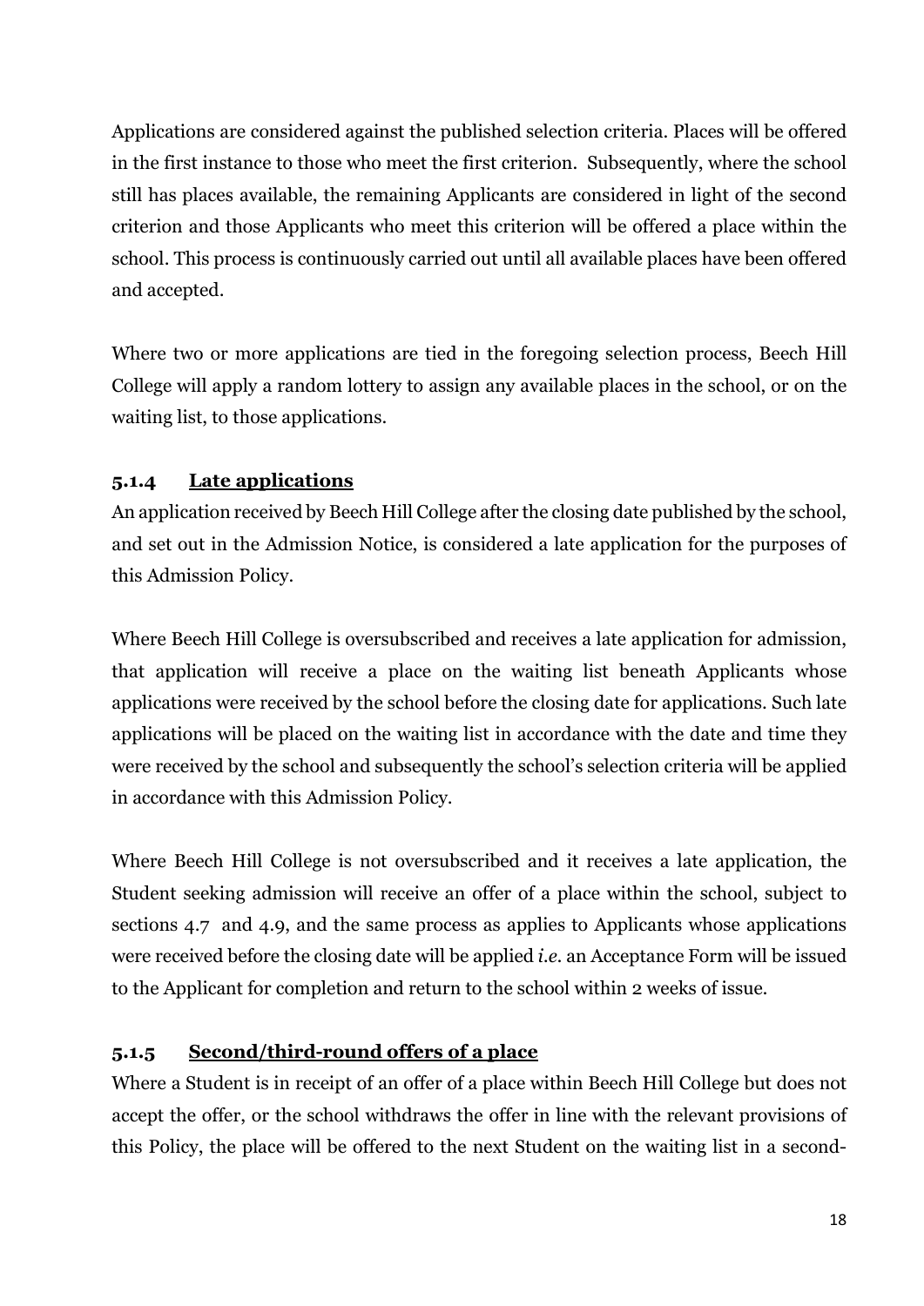Applications are considered against the published selection criteria. Places will be offered in the first instance to those who meet the first criterion. Subsequently, where the school still has places available, the remaining Applicants are considered in light of the second criterion and those Applicants who meet this criterion will be offered a place within the school. This process is continuously carried out until all available places have been offered and accepted.

Where two or more applications are tied in the foregoing selection process, Beech Hill College will apply a random lottery to assign any available places in the school, or on the waiting list, to those applications.

#### 5.1.4 <u>Late applications</u>

An application received by Beech Hill College after the closing date published by the school, and set out in the Admission Notice, is considered a late application for the purposes of this Admission Policy.

Where Beech Hill College is oversubscribed and receives a late application for admission, that application will receive a place on the waiting list beneath Applicants whose applications were received by the school before the closing date for applications. Such late applications will be placed on the waiting list in accordance with the date and time they were received by the school and subsequently the school's selection criteria will be applied in accordance with this Admission Policy.

Where Beech Hill College is not oversubscribed and it receives a late application, the Student seeking admission will receive an offer of a place within the school, subject to sections 4.7 and 4.9, and the same process as applies to Applicants whose applications were received before the closing date will be applied *i.e.* an Acceptance Form will be issued to the Applicant for completion and return to the school within 2 weeks of issue.

#### 5.1.5 <u>Second/third-round offers of a place</u>

Where a Student is in receipt of an offer of a place within Beech Hill College but does not accept the offer, or the school withdraws the offer in line with the relevant provisions of this Policy, the place will be offered to the next Student on the waiting list in a second-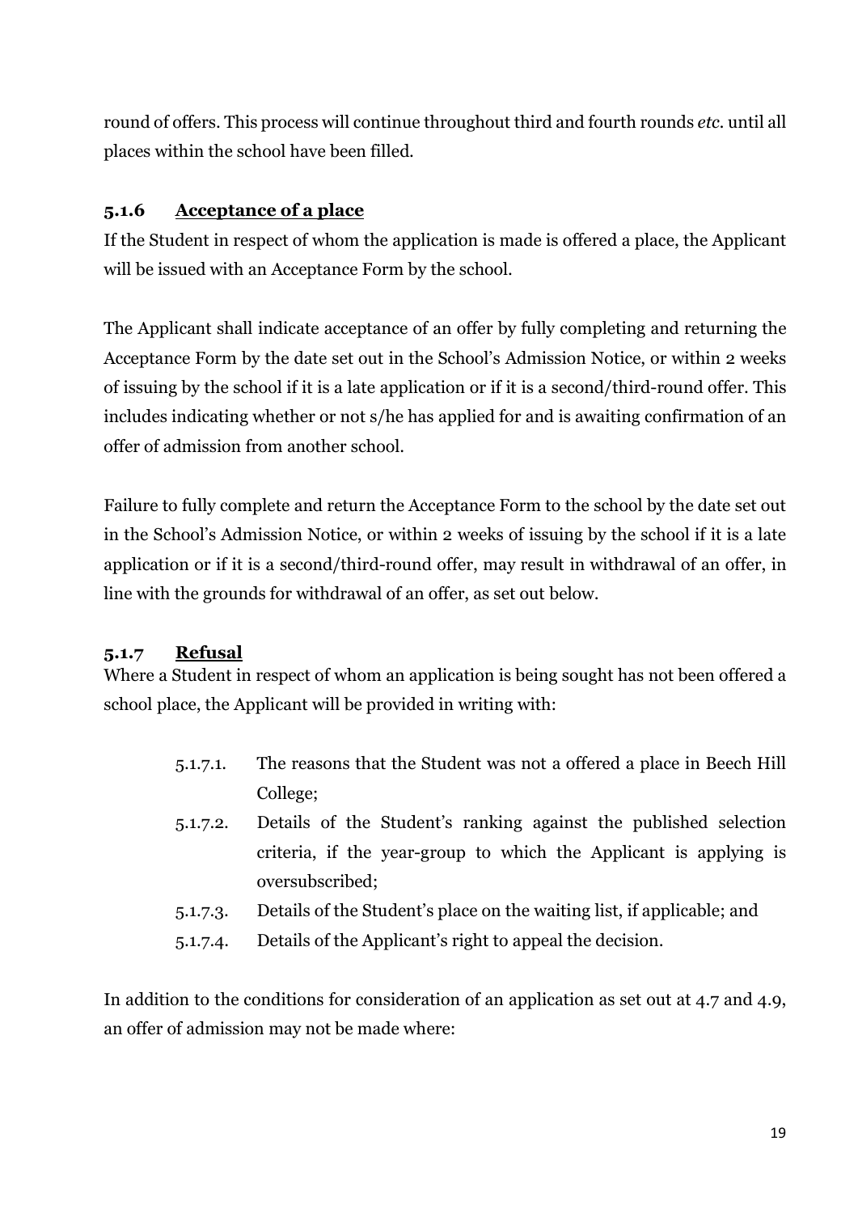round of offers. This process will continue throughout third and fourth rounds *etc.* until all places within the school have been filled.

#### 5.1.6 Acceptance of a place

If the Student in respect of whom the application is made is offered a place, the Applicant will be issued with an Acceptance Form by the school.

The Applicant shall indicate acceptance of an offer by fully completing and returning the Acceptance Form by the date set out in the School's Admission Notice, or within 2 weeks of issuing by the school if it is a late application or if it is a second/third-round offer. This includes indicating whether or not s/he has applied for and is awaiting confirmation of an offer of admission from another school.

Failure to fully complete and return the Acceptance Form to the school by the date set out in the School's Admission Notice, or within 2 weeks of issuing by the school if it is a late application or if it is a second/third-round offer, may result in withdrawal of an offer, in line with the grounds for withdrawal of an offer, as set out below.

#### 5.1.7 Refusal

Where a Student in respect of whom an application is being sought has not been offered a school place, the Applicant will be provided in writing with:

- 5.1.7.1. The reasons that the Student was not a offered a place in Beech Hill College;
- 5.1.7.2. Details of the Student's ranking against the published selection criteria, if the year-group to which the Applicant is applying is oversubscribed;
- 5.1.7.3. Details of the Student's place on the waiting list, if applicable; and
- 5.1.7.4. Details of the Applicant's right to appeal the decision.

In addition to the conditions for consideration of an application as set out at 4.7 and 4.9, an offer of admission may not be made where: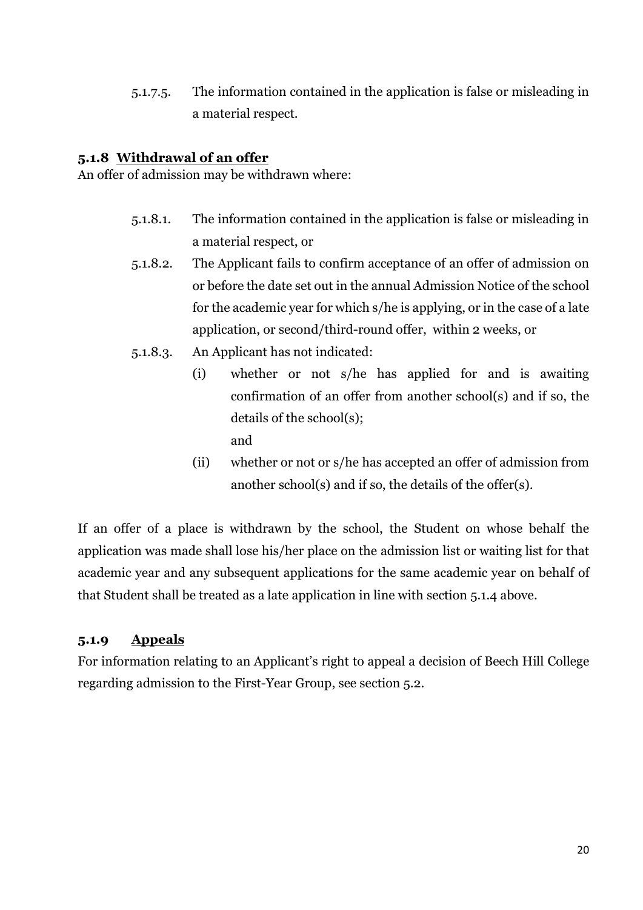5.1.7.5. The information contained in the application is false or misleading in a material respect.

### 5.1.8 Withdrawal of an offer

An offer of admission may be withdrawn where:

5.1.8.1. The information contained in the application is false or misleading in a material respect, or

5.1.8.2. The Applicant fails to confirm acceptance of an offer of admission on or before the date set out in the annual Admission Notice of the school for the academic year for which s/he is applying, or in the case of a late application, or second/third-round offer, within 2 weeks, or

5.1.8.3. An Applicant has not indicated:

(i) whether or not s/he has applied for and is awaiting confirmation of an offer from another school(s) and if so, the details of the school(s);
and

(ii) whether or not or s/he has accepted an offer of admission from another school(s) and if so, the details of the offer(s).

If an offer of a place is withdrawn by the school, the Student on whose behalf the application was made shall lose his/her place on the admission list or waiting list for that academic year and any subsequent applications for the same academic year on behalf of that Student shall be treated as a late application in line with section 5.1.4 above.

### 5.1.9 Appeals

For information relating to an Applicant's right to appeal a decision of Beech Hill College regarding admission to the First-Year Group, see section 5.2.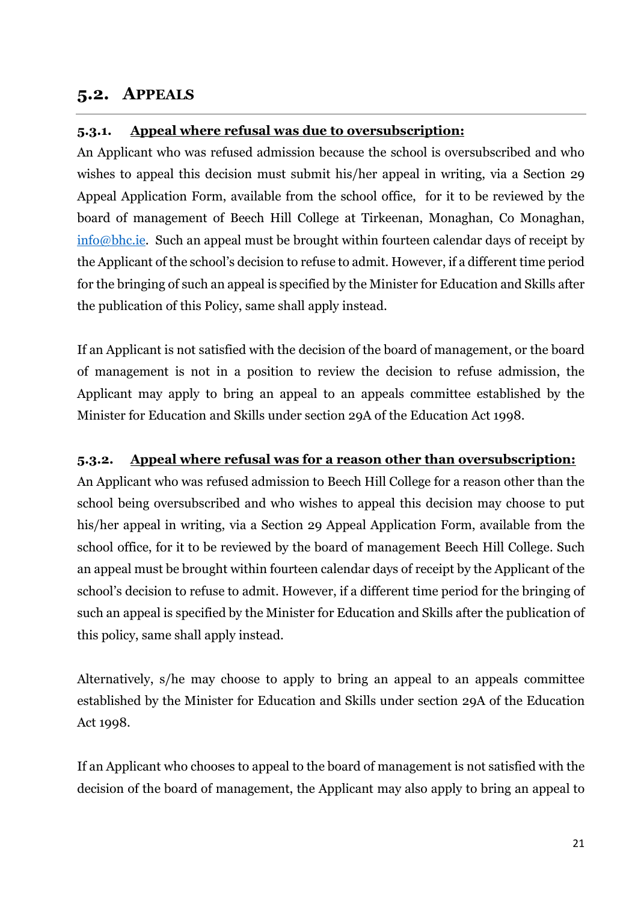## 5.2. APPEALS

### 5.3.1. Appeal where refusal was due to oversubscription:

An Applicant who was refused admission because the school is oversubscribed and who wishes to appeal this decision must submit his/her appeal in writing, via a Section 29 Appeal Application Form, available from the school office, for it to be reviewed by the board of management of Beech Hill College at Tirkeenan, Monaghan, Co Monaghan, info@bhc.ie. Such an appeal must be brought within fourteen calendar days of receipt by the Applicant of the school's decision to refuse to admit. However, if a different time period for the bringing of such an appeal is specified by the Minister for Education and Skills after the publication of this Policy, same shall apply instead.

If an Applicant is not satisfied with the decision of the board of management, or the board of management is not in a position to review the decision to refuse admission, the Applicant may apply to bring an appeal to an appeals committee established by the Minister for Education and Skills under section 29A of the Education Act 1998.

### 5.3.2. Appeal where refusal was for a reason other than oversubscription:

An Applicant who was refused admission to Beech Hill College for a reason other than the school being oversubscribed and who wishes to appeal this decision may choose to put his/her appeal in writing, via a Section 29 Appeal Application Form, available from the school office, for it to be reviewed by the board of management Beech Hill College. Such an appeal must be brought within fourteen calendar days of receipt by the Applicant of the school's decision to refuse to admit. However, if a different time period for the bringing of such an appeal is specified by the Minister for Education and Skills after the publication of this policy, same shall apply instead.

Alternatively, s/he may choose to apply to bring an appeal to an appeals committee established by the Minister for Education and Skills under section 29A of the Education Act 1998.

If an Applicant who chooses to appeal to the board of management is not satisfied with the decision of the board of management, the Applicant may also apply to bring an appeal to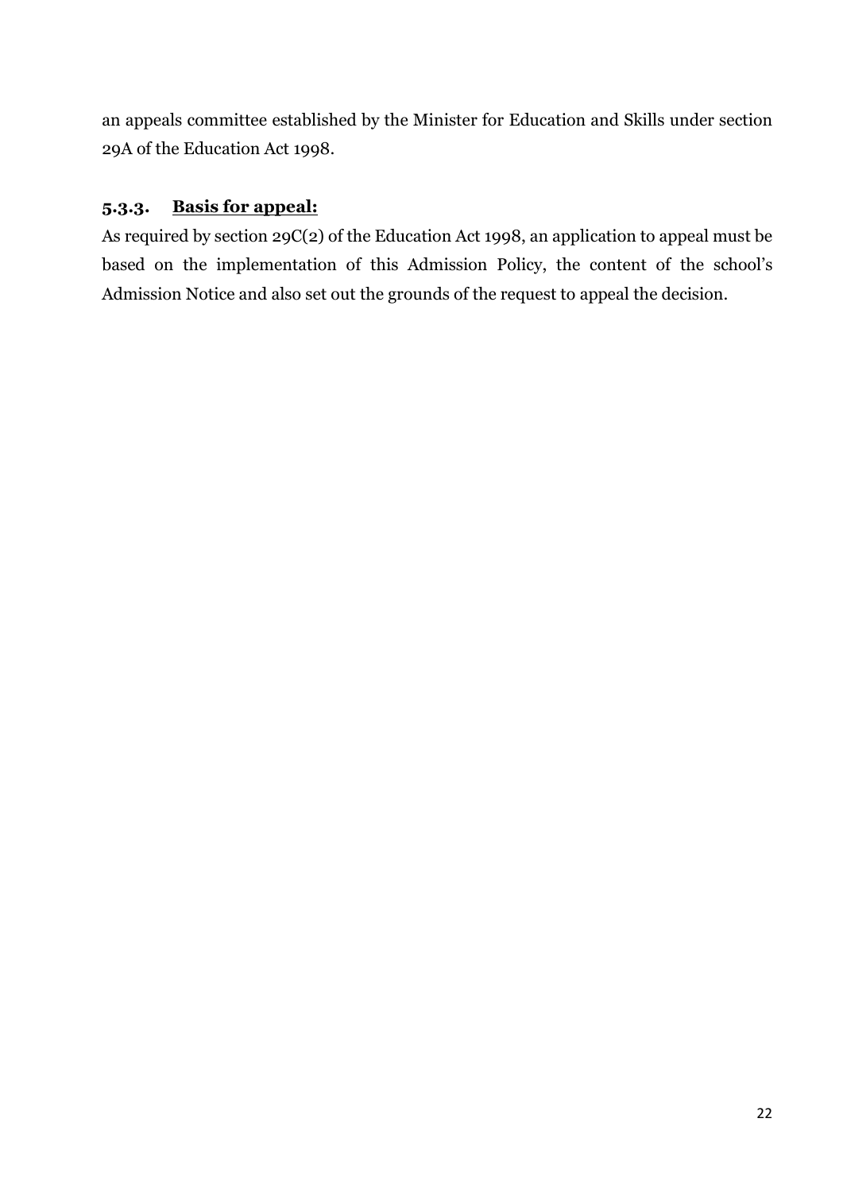an appeals committee established by the Minister for Education and Skills under section 29A of the Education Act 1998.

### 5.3.3. **<u>Basis for appeal:</u>**

As required by section 29C(2) of the Education Act 1998, an application to appeal must be based on the implementation of this Admission Policy, the content of the school's Admission Notice and also set out the grounds of the request to appeal the decision.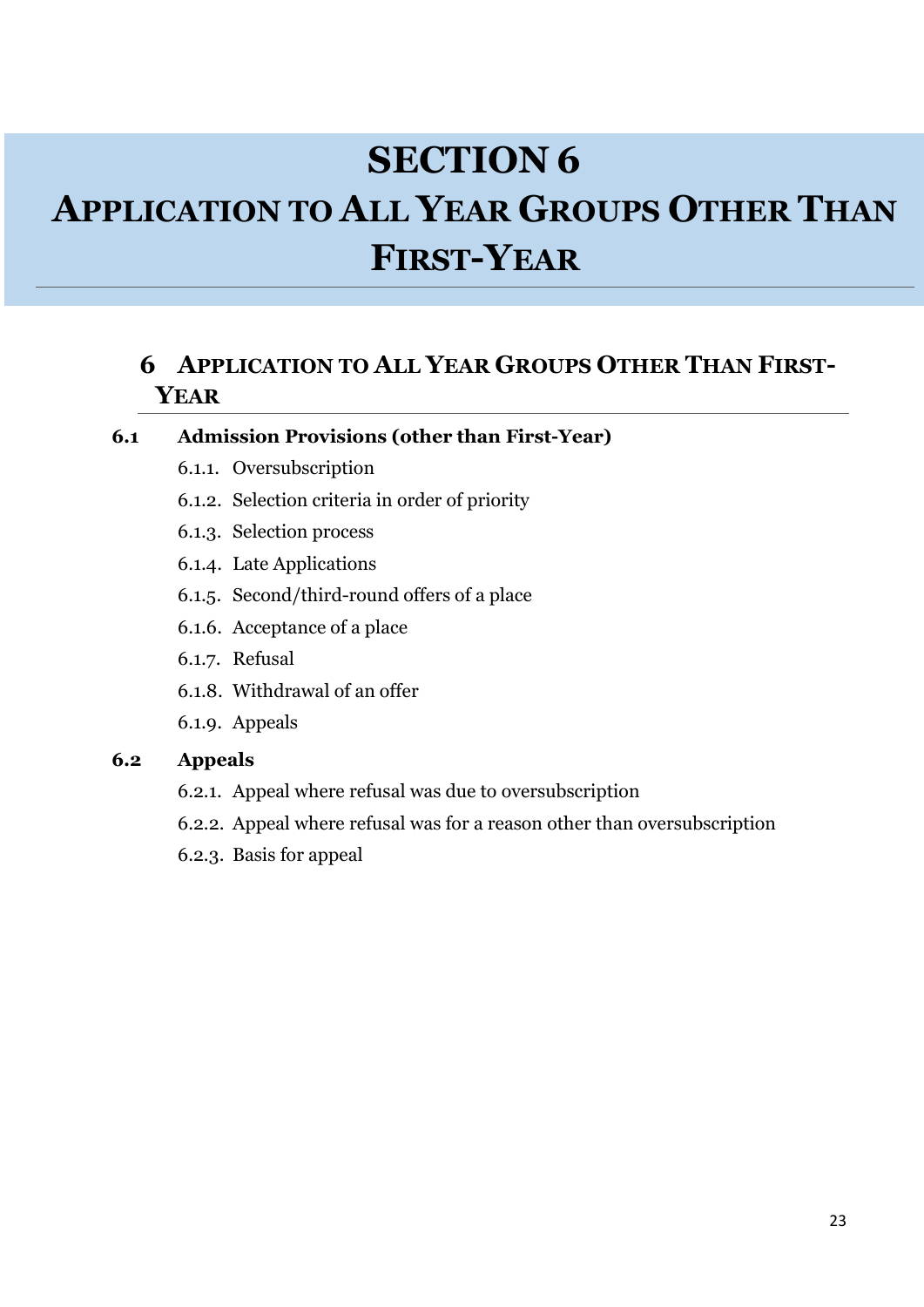# SECTION 6

# APPLICATION TO ALL YEAR GROUPS OTHER THAN FIRST-YEAR

## 6 APPLICATION TO ALL YEAR GROUPS OTHER THAN FIRST-YEAR

**6.1 Admission Provisions (other than First-Year)**

- 6.1.1. Oversubscription
- 6.1.2. Selection criteria in order of priority
- 6.1.3. Selection process
- 6.1.4. Late Applications
- 6.1.5. Second/third-round offers of a place
- 6.1.6. Acceptance of a place
- 6.1.7. Refusal
- 6.1.8. Withdrawal of an offer
- 6.1.9. Appeals

**6.2 Appeals**

- 6.2.1. Appeal where refusal was due to oversubscription
- 6.2.2. Appeal where refusal was for a reason other than oversubscription
- 6.2.3. Basis for appeal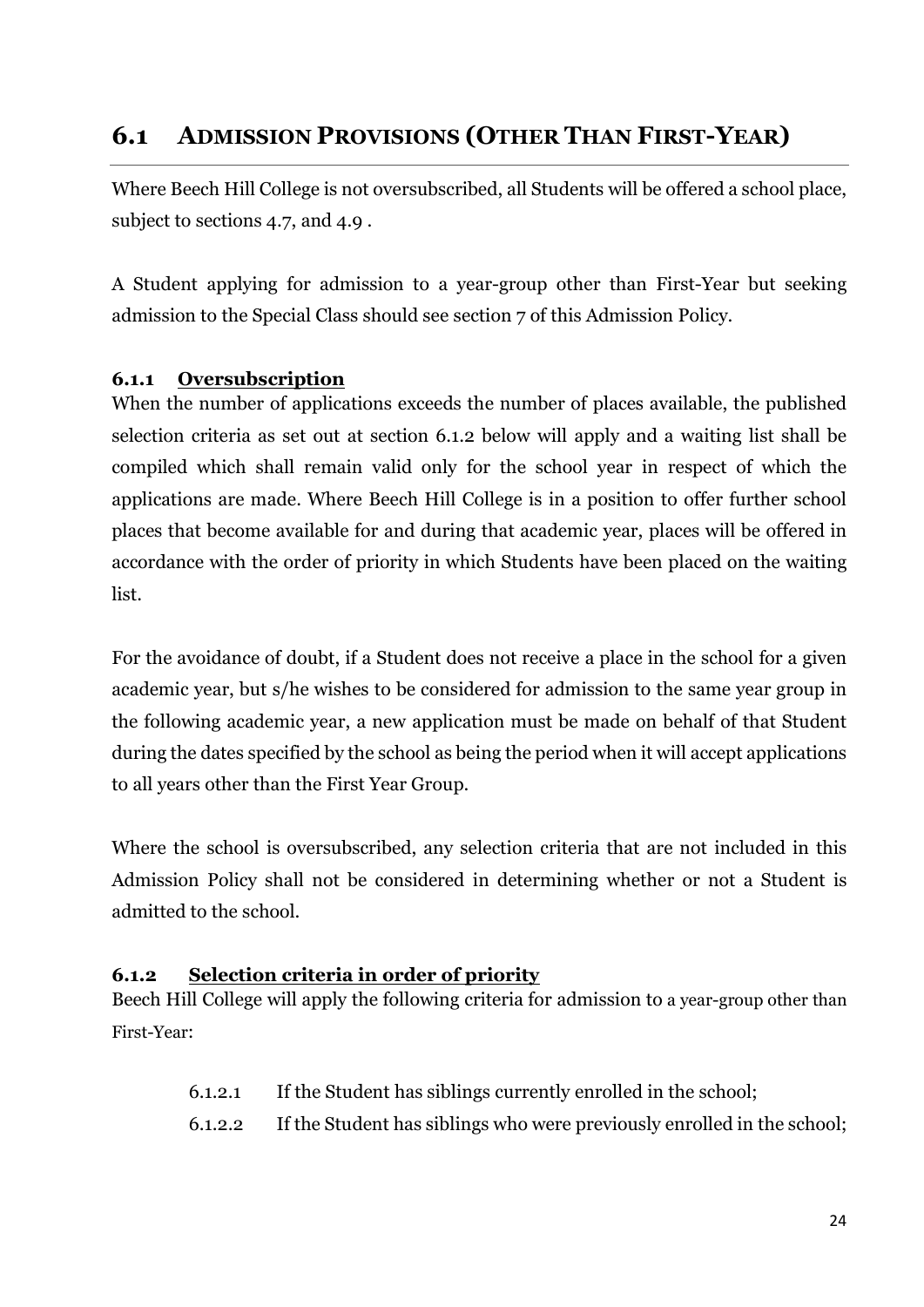## 6.1 ADMISSION PROVISIONS (OTHER THAN FIRST-YEAR)

Where Beech Hill College is not oversubscribed, all Students will be offered a school place, subject to sections 4.7, and 4.9 .

A Student applying for admission to a year-group other than First-Year but seeking admission to the Special Class should see section 7 of this Admission Policy.

### 6.1.1 Oversubscription

When the number of applications exceeds the number of places available, the published selection criteria as set out at section 6.1.2 below will apply and a waiting list shall be compiled which shall remain valid only for the school year in respect of which the applications are made. Where Beech Hill College is in a position to offer further school places that become available for and during that academic year, places will be offered in accordance with the order of priority in which Students have been placed on the waiting list.

For the avoidance of doubt, if a Student does not receive a place in the school for a given academic year, but s/he wishes to be considered for admission to the same year group in the following academic year, a new application must be made on behalf of that Student during the dates specified by the school as being the period when it will accept applications to all years other than the First Year Group.

Where the school is oversubscribed, any selection criteria that are not included in this Admission Policy shall not be considered in determining whether or not a Student is admitted to the school.

### 6.1.2 Selection criteria in order of priority

Beech Hill College will apply the following criteria for admission to a year-group other than First-Year:

6.1.2.1 If the Student has siblings currently enrolled in the school;

6.1.2.2 If the Student has siblings who were previously enrolled in the school;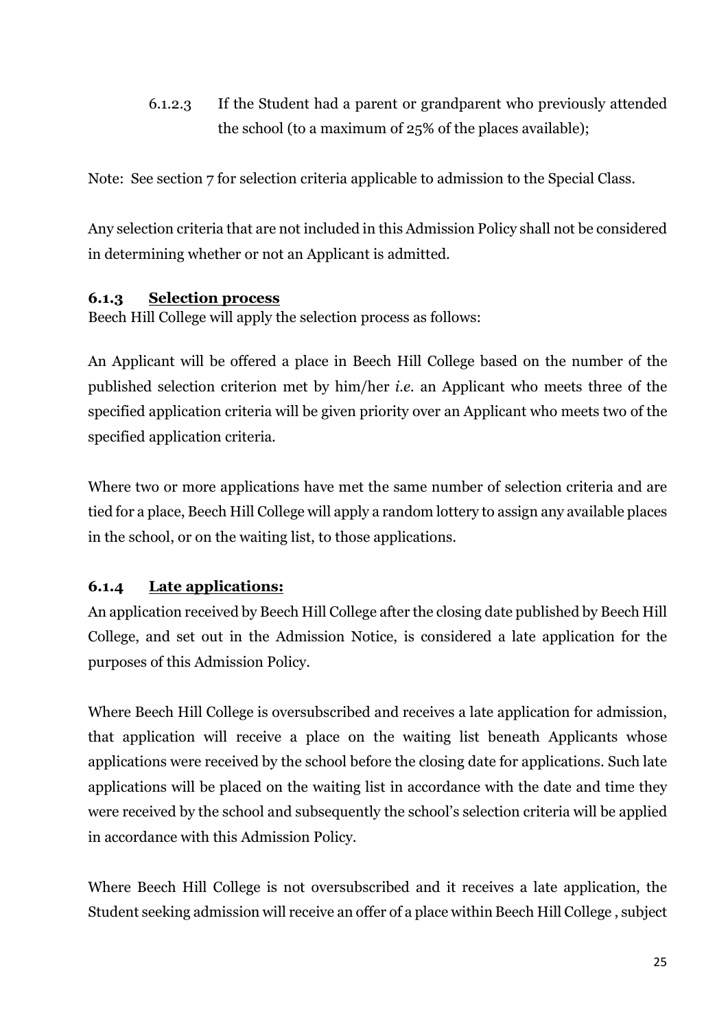6.1.2.3 If the Student had a parent or grandparent who previously attended the school (to a maximum of 25% of the places available);

Note: See section 7 for selection criteria applicable to admission to the Special Class.

Any selection criteria that are not included in this Admission Policy shall not be considered in determining whether or not an Applicant is admitted.

### 6.1.3 Selection process

Beech Hill College will apply the selection process as follows:

An Applicant will be offered a place in Beech Hill College based on the number of the published selection criterion met by him/her *i.e.* an Applicant who meets three of the specified application criteria will be given priority over an Applicant who meets two of the specified application criteria.

Where two or more applications have met the same number of selection criteria and are tied for a place, Beech Hill College will apply a random lottery to assign any available places in the school, or on the waiting list, to those applications.

### 6.1.4 Late applications:

An application received by Beech Hill College after the closing date published by Beech Hill College, and set out in the Admission Notice, is considered a late application for the purposes of this Admission Policy.

Where Beech Hill College is oversubscribed and receives a late application for admission, that application will receive a place on the waiting list beneath Applicants whose applications were received by the school before the closing date for applications. Such late applications will be placed on the waiting list in accordance with the date and time they were received by the school and subsequently the school's selection criteria will be applied in accordance with this Admission Policy.

Where Beech Hill College is not oversubscribed and it receives a late application, the Student seeking admission will receive an offer of a place within Beech Hill College , subject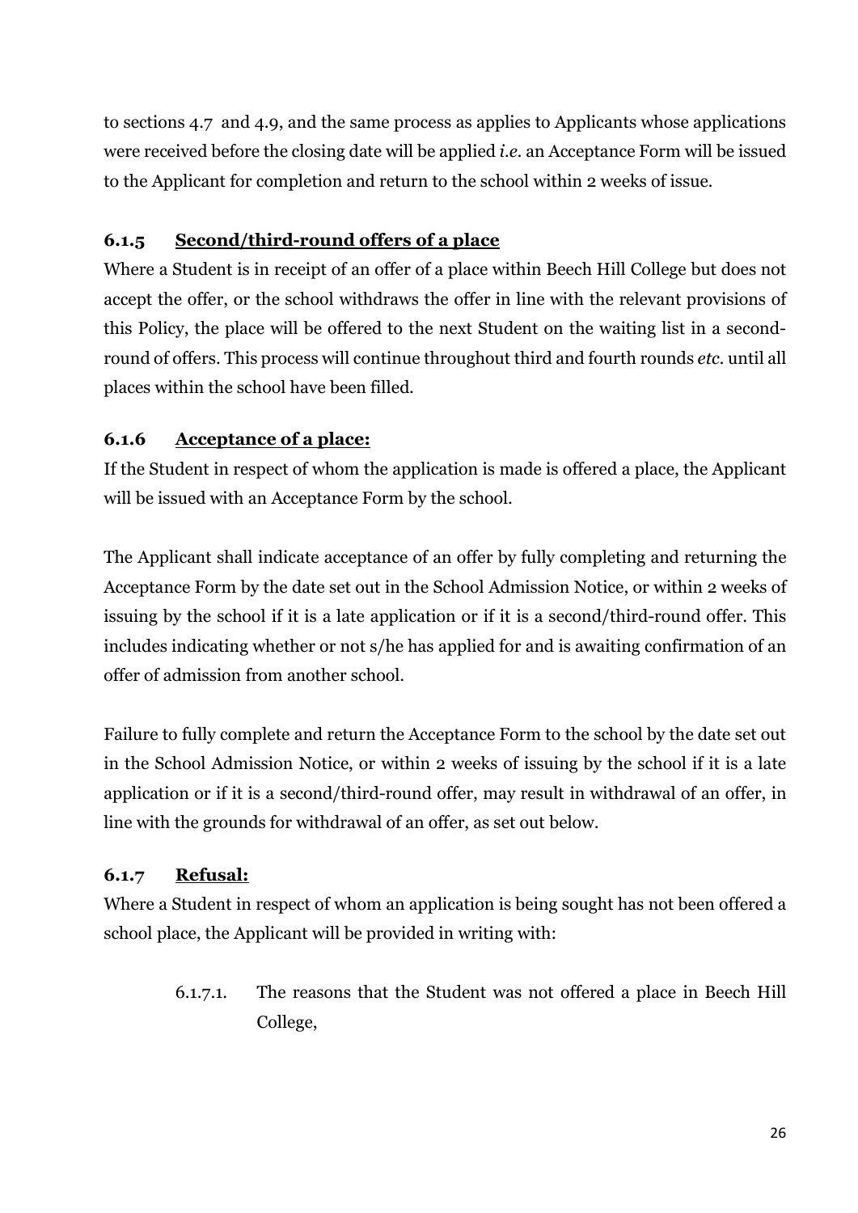to sections 4.7 and 4.9, and the same process as applies to Applicants whose applications were received before the closing date will be applied *i.e.* an Acceptance Form will be issued to the Applicant for completion and return to the school within 2 weeks of issue.

### 6.1.5 <u>Second/third-round offers of a place</u>

Where a Student is in receipt of an offer of a place within Beech Hill College but does not accept the offer, or the school withdraws the offer in line with the relevant provisions of this Policy, the place will be offered to the next Student on the waiting list in a second-round of offers. This process will continue throughout third and fourth rounds *etc.* until all places within the school have been filled.

### 6.1.6 <u>Acceptance of a place:</u>

If the Student in respect of whom the application is made is offered a place, the Applicant will be issued with an Acceptance Form by the school.

The Applicant shall indicate acceptance of an offer by fully completing and returning the Acceptance Form by the date set out in the School Admission Notice, or within 2 weeks of issuing by the school if it is a late application or if it is a second/third-round offer. This includes indicating whether or not s/he has applied for and is awaiting confirmation of an offer of admission from another school.

Failure to fully complete and return the Acceptance Form to the school by the date set out in the School Admission Notice, or within 2 weeks of issuing by the school if it is a late application or if it is a second/third-round offer, may result in withdrawal of an offer, in line with the grounds for withdrawal of an offer, as set out below.

### 6.1.7 <u>Refusal:</u>

Where a Student in respect of whom an application is being sought has not been offered a school place, the Applicant will be provided in writing with:

6.1.7.1. The reasons that the Student was not offered a place in Beech Hill College,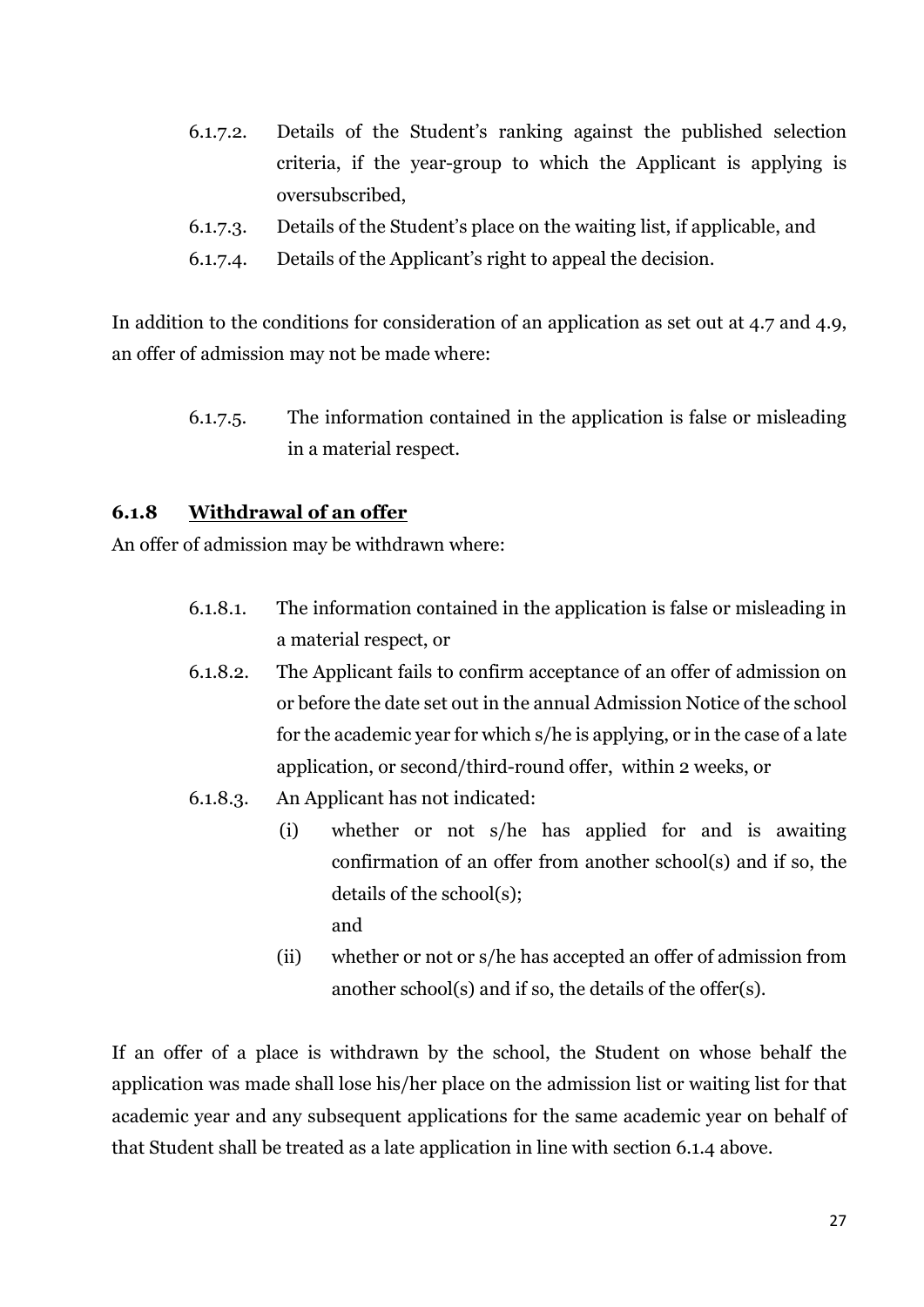6.1.7.2. Details of the Student's ranking against the published selection criteria, if the year-group to which the Applicant is applying is oversubscribed,

6.1.7.3. Details of the Student's place on the waiting list, if applicable, and

6.1.7.4. Details of the Applicant's right to appeal the decision.

In addition to the conditions for consideration of an application as set out at 4.7 and 4.9, an offer of admission may not be made where:

6.1.7.5. The information contained in the application is false or misleading in a material respect.

### 6.1.8 <u>Withdrawal of an offer</u>

An offer of admission may be withdrawn where:

6.1.8.1. The information contained in the application is false or misleading in a material respect, or

6.1.8.2. The Applicant fails to confirm acceptance of an offer of admission on or before the date set out in the annual Admission Notice of the school for the academic year for which s/he is applying, or in the case of a late application, or second/third-round offer, within 2 weeks, or

6.1.8.3. An Applicant has not indicated:

(i) whether or not s/he has applied for and is awaiting confirmation of an offer from another school(s) and if so, the details of the school(s);
and

(ii) whether or not or s/he has accepted an offer of admission from another school(s) and if so, the details of the offer(s).

If an offer of a place is withdrawn by the school, the Student on whose behalf the application was made shall lose his/her place on the admission list or waiting list for that academic year and any subsequent applications for the same academic year on behalf of that Student shall be treated as a late application in line with section 6.1.4 above.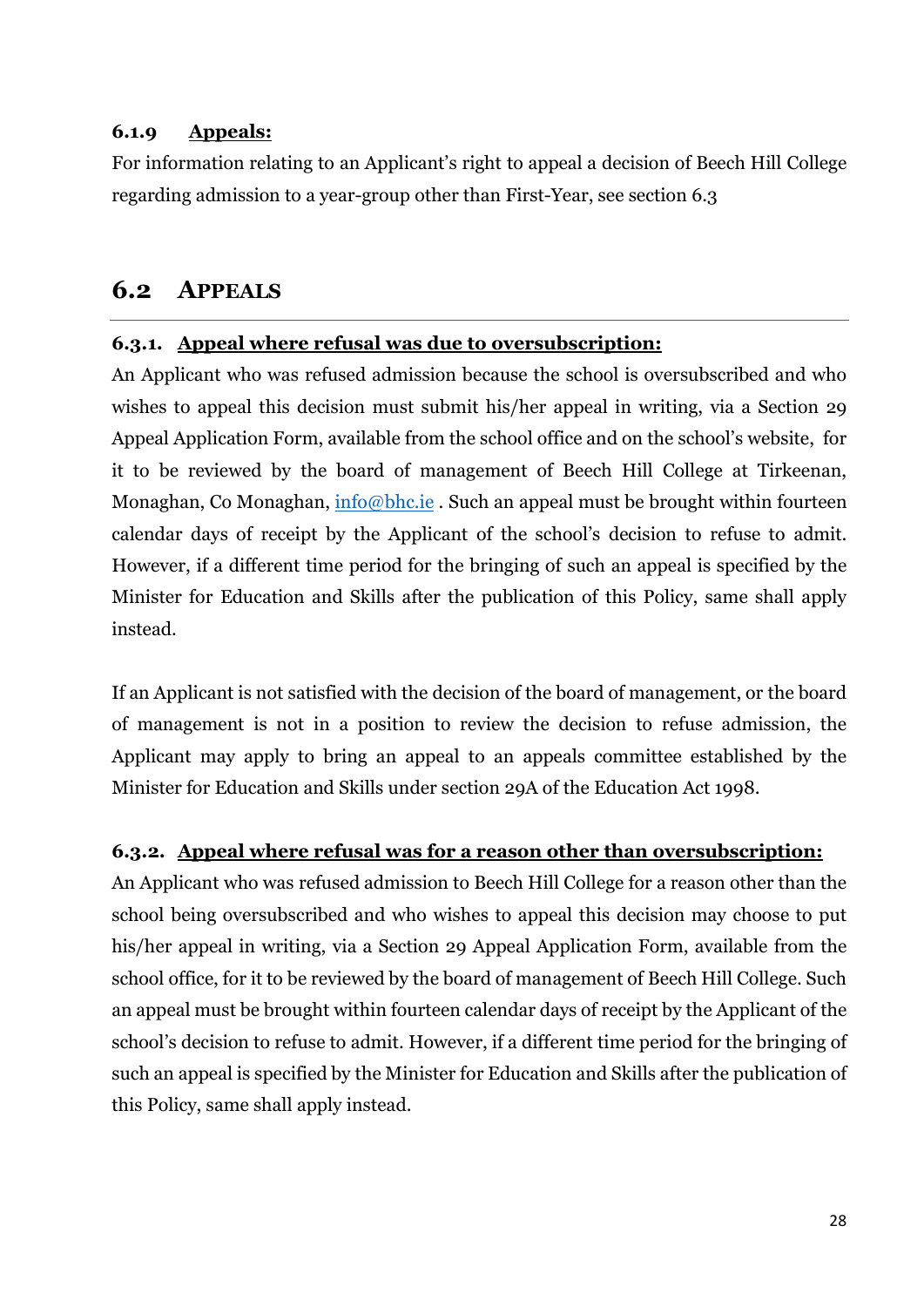#### 6.1.9 **Appeals:**

For information relating to an Applicant's right to appeal a decision of Beech Hill College regarding admission to a year-group other than First-Year, see section 6.3

## 6.2 APPEALS

### 6.3.1. **Appeal where refusal was due to oversubscription:**

An Applicant who was refused admission because the school is oversubscribed and who wishes to appeal this decision must submit his/her appeal in writing, via a Section 29 Appeal Application Form, available from the school office and on the school's website, for it to be reviewed by the board of management of Beech Hill College at Tirkeenan, Monaghan, Co Monaghan, info@bhc.ie . Such an appeal must be brought within fourteen calendar days of receipt by the Applicant of the school's decision to refuse to admit. However, if a different time period for the bringing of such an appeal is specified by the Minister for Education and Skills after the publication of this Policy, same shall apply instead.

If an Applicant is not satisfied with the decision of the board of management, or the board of management is not in a position to review the decision to refuse admission, the Applicant may apply to bring an appeal to an appeals committee established by the Minister for Education and Skills under section 29A of the Education Act 1998.

### 6.3.2. **Appeal where refusal was for a reason other than oversubscription:**

An Applicant who was refused admission to Beech Hill College for a reason other than the school being oversubscribed and who wishes to appeal this decision may choose to put his/her appeal in writing, via a Section 29 Appeal Application Form, available from the school office, for it to be reviewed by the board of management of Beech Hill College. Such an appeal must be brought within fourteen calendar days of receipt by the Applicant of the school's decision to refuse to admit. However, if a different time period for the bringing of such an appeal is specified by the Minister for Education and Skills after the publication of this Policy, same shall apply instead.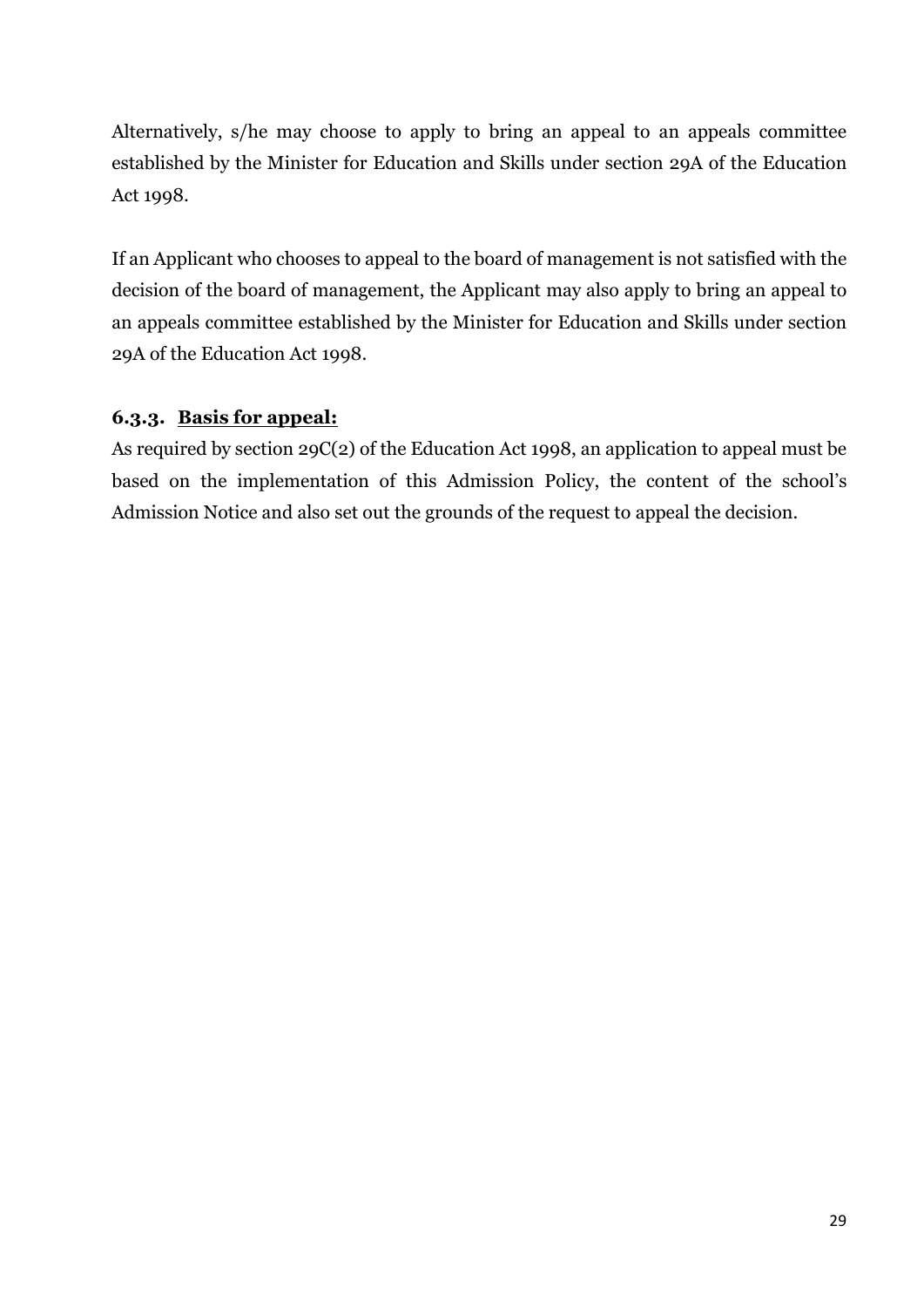Alternatively, s/he may choose to apply to bring an appeal to an appeals committee established by the Minister for Education and Skills under section 29A of the Education Act 1998.

If an Applicant who chooses to appeal to the board of management is not satisfied with the decision of the board of management, the Applicant may also apply to bring an appeal to an appeals committee established by the Minister for Education and Skills under section 29A of the Education Act 1998.

### 6.3.3. <u>Basis for appeal:</u>

As required by section 29C(2) of the Education Act 1998, an application to appeal must be based on the implementation of this Admission Policy, the content of the school's Admission Notice and also set out the grounds of the request to appeal the decision.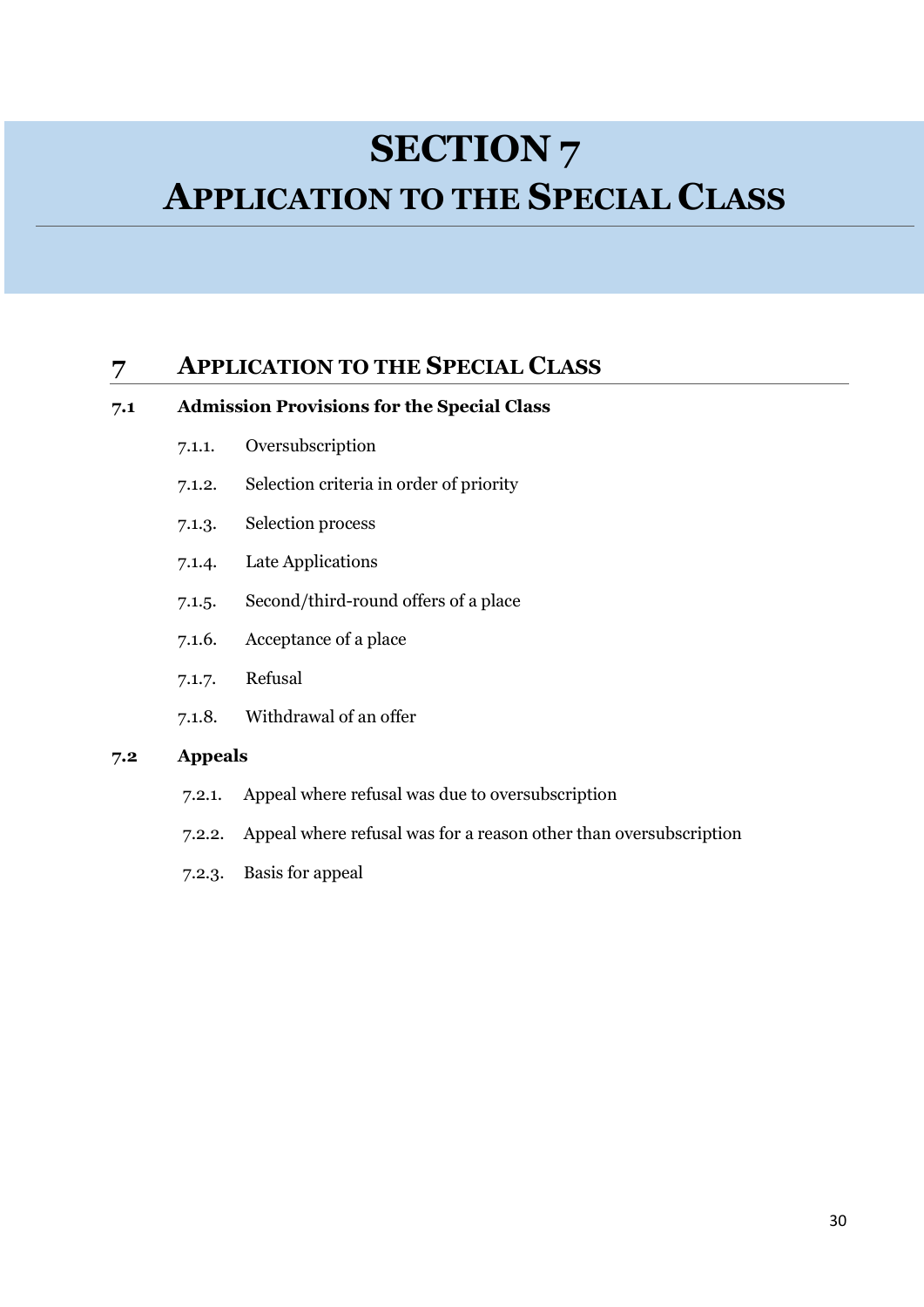# SECTION 7
# APPLICATION TO THE SPECIAL CLASS

## 7 APPLICATION TO THE SPECIAL CLASS

### 7.1 Admission Provisions for the Special Class

- 7.1.1. Oversubscription
- 7.1.2. Selection criteria in order of priority
- 7.1.3. Selection process
- 7.1.4. Late Applications
- 7.1.5. Second/third-round offers of a place
- 7.1.6. Acceptance of a place
- 7.1.7. Refusal
- 7.1.8. Withdrawal of an offer

### 7.2 Appeals

- 7.2.1. Appeal where refusal was due to oversubscription
- 7.2.2. Appeal where refusal was for a reason other than oversubscription
- 7.2.3. Basis for appeal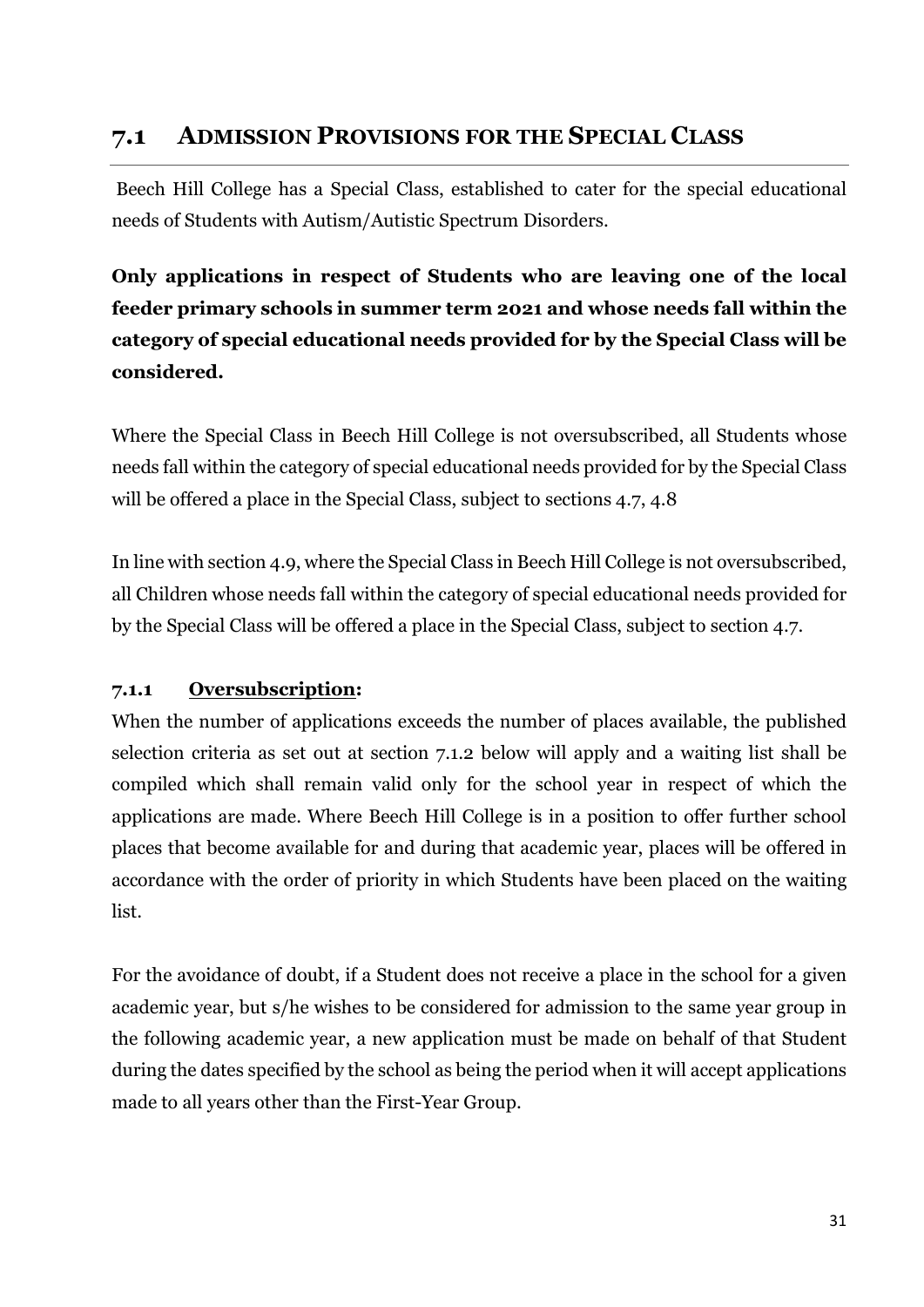## 7.1 ADMISSION PROVISIONS FOR THE SPECIAL CLASS

Beech Hill College has a Special Class, established to cater for the special educational needs of Students with Autism/Autistic Spectrum Disorders.

**Only applications in respect of Students who are leaving one of the local feeder primary schools in summer term 2021 and whose needs fall within the category of special educational needs provided for by the Special Class will be considered.**

Where the Special Class in Beech Hill College is not oversubscribed, all Students whose needs fall within the category of special educational needs provided for by the Special Class will be offered a place in the Special Class, subject to sections 4.7, 4.8

In line with section 4.9, where the Special Class in Beech Hill College is not oversubscribed, all Children whose needs fall within the category of special educational needs provided for by the Special Class will be offered a place in the Special Class, subject to section 4.7.

### 7.1.1 Oversubscription:

When the number of applications exceeds the number of places available, the published selection criteria as set out at section 7.1.2 below will apply and a waiting list shall be compiled which shall remain valid only for the school year in respect of which the applications are made. Where Beech Hill College is in a position to offer further school places that become available for and during that academic year, places will be offered in accordance with the order of priority in which Students have been placed on the waiting list.

For the avoidance of doubt, if a Student does not receive a place in the school for a given academic year, but s/he wishes to be considered for admission to the same year group in the following academic year, a new application must be made on behalf of that Student during the dates specified by the school as being the period when it will accept applications made to all years other than the First-Year Group.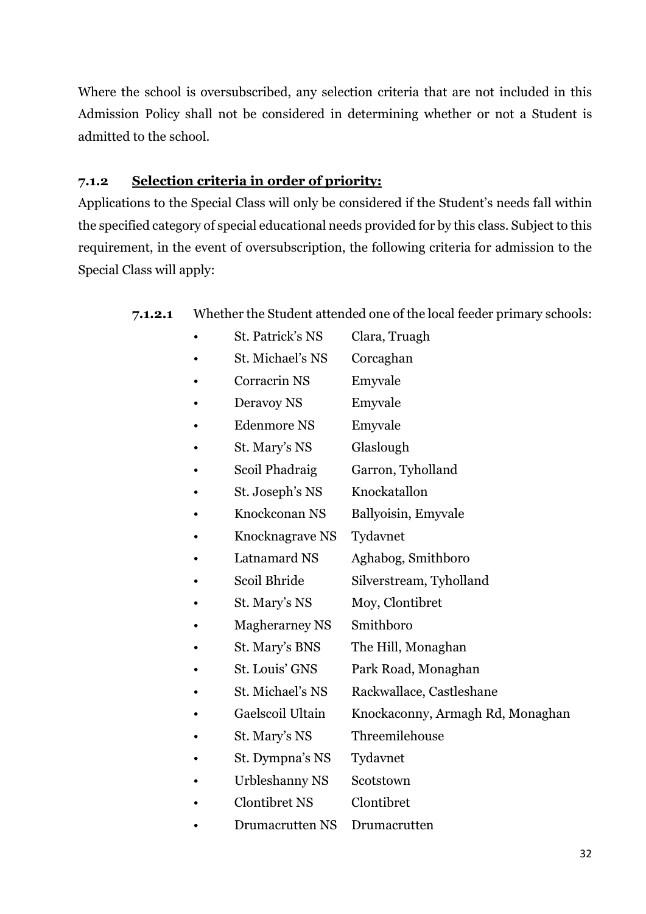Where the school is oversubscribed, any selection criteria that are not included in this Admission Policy shall not be considered in determining whether or not a Student is admitted to the school.

### 7.1.2 Selection criteria in order of priority:

Applications to the Special Class will only be considered if the Student's needs fall within the specified category of special educational needs provided for by this class. Subject to this requirement, in the event of oversubscription, the following criteria for admission to the Special Class will apply:

**7.1.2.1** Whether the Student attended one of the local feeder primary schools:

- St. Patrick's NS Clara, Truagh
- St. Michael's NS Corcaghan
- Corracrin NS Emyvale
- Deravoy NS Emyvale
- Edenmore NS Emyvale
- St. Mary's NS Glaslough
- Scoil Phadraig Garron, Tyholland
- St. Joseph's NS Knockatallon
- Knockconan NS Ballyoisin, Emyvale
- Knocknagrave NS Tydavnet
- Latnamard NS Aghabog, Smithboro
- Scoil Bhride Silverstream, Tyholland
- St. Mary's NS Moy, Clontibret
- Magherarney NS Smithboro
- St. Mary's BNS The Hill, Monaghan
- St. Louis' GNS Park Road, Monaghan
- St. Michael's NS Rackwallace, Castleshane
- Gaelscoil Ultain Knockaconny, Armagh Rd, Monaghan
- St. Mary's NS Threemilehouse
- St. Dympna's NS Tydavnet
- Urbleshanny NS Scotstown
- Clontibret NS Clontibret
- Drumacrutten NS Drumacrutten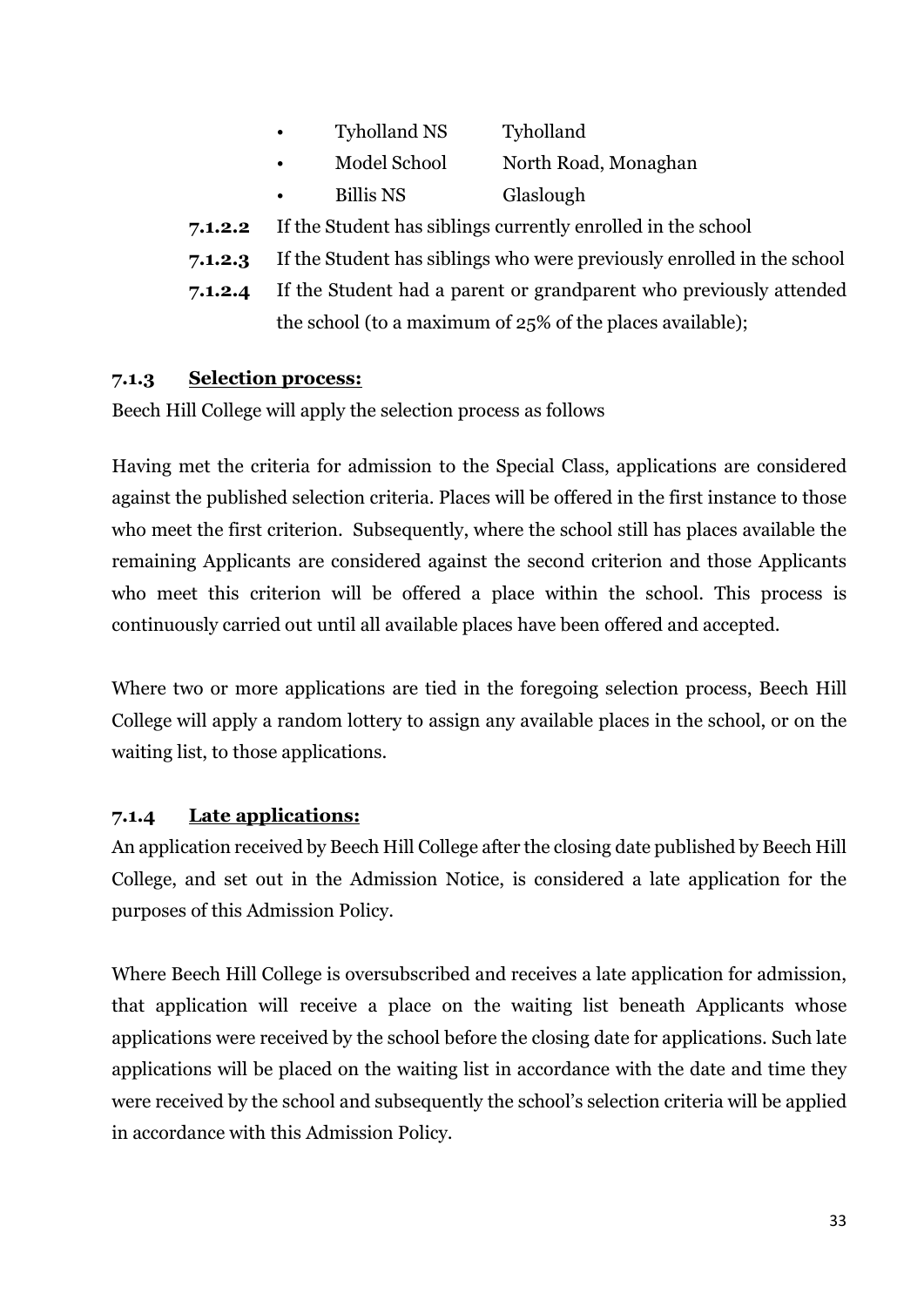- Tyholland NS    Tyholland
- Model School    North Road, Monaghan
- Billis NS    Glaslough

**7.1.2.2** If the Student has siblings currently enrolled in the school

**7.1.2.3** If the Student has siblings who were previously enrolled in the school

**7.1.2.4** If the Student had a parent or grandparent who previously attended the school (to a maximum of 25% of the places available);

### 7.1.3 Selection process:

Beech Hill College will apply the selection process as follows

Having met the criteria for admission to the Special Class, applications are considered against the published selection criteria. Places will be offered in the first instance to those who meet the first criterion. Subsequently, where the school still has places available the remaining Applicants are considered against the second criterion and those Applicants who meet this criterion will be offered a place within the school. This process is continuously carried out until all available places have been offered and accepted.

Where two or more applications are tied in the foregoing selection process, Beech Hill College will apply a random lottery to assign any available places in the school, or on the waiting list, to those applications.

### 7.1.4 Late applications:

An application received by Beech Hill College after the closing date published by Beech Hill College, and set out in the Admission Notice, is considered a late application for the purposes of this Admission Policy.

Where Beech Hill College is oversubscribed and receives a late application for admission, that application will receive a place on the waiting list beneath Applicants whose applications were received by the school before the closing date for applications. Such late applications will be placed on the waiting list in accordance with the date and time they were received by the school and subsequently the school's selection criteria will be applied in accordance with this Admission Policy.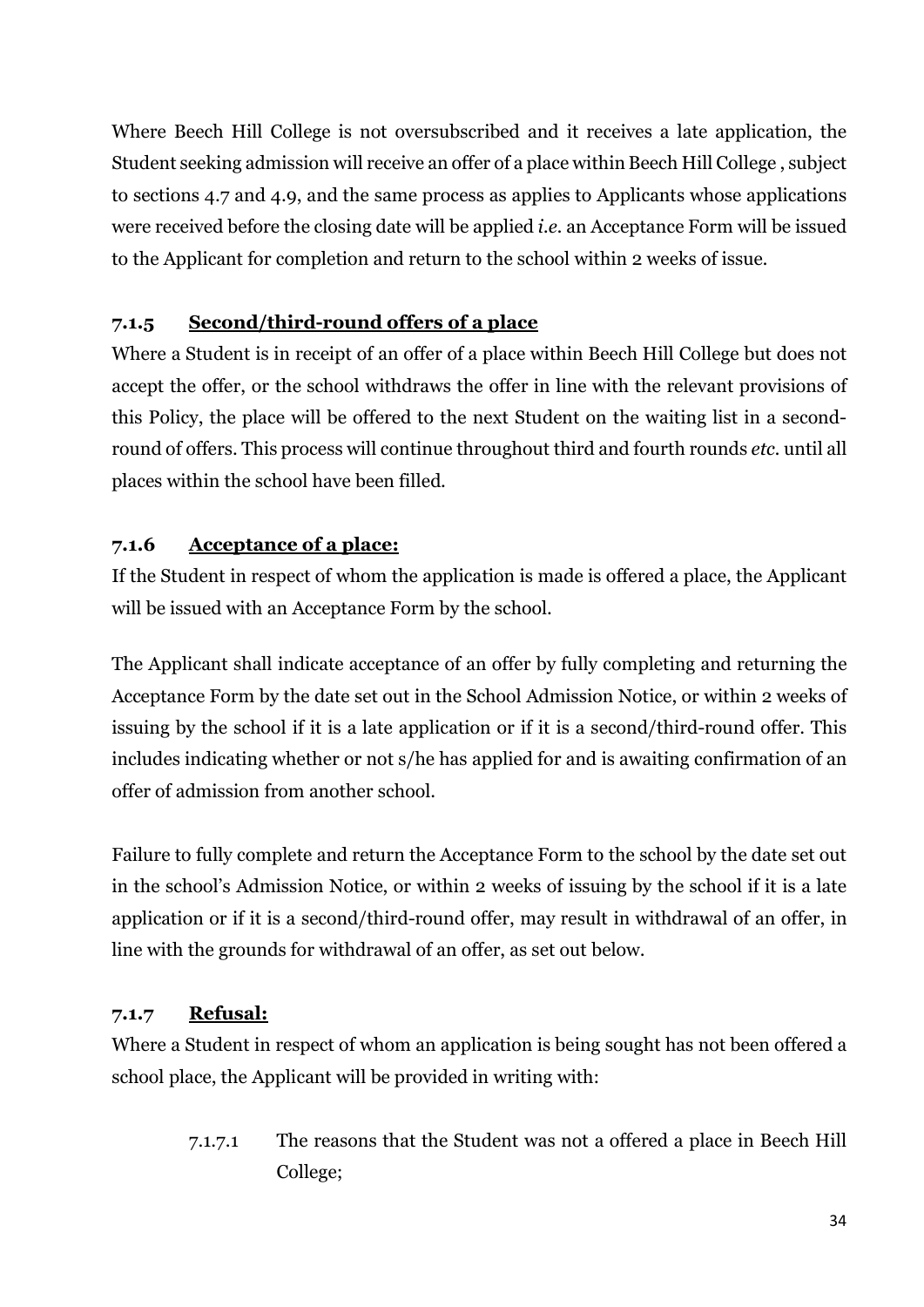Where Beech Hill College is not oversubscribed and it receives a late application, the Student seeking admission will receive an offer of a place within Beech Hill College , subject to sections 4.7 and 4.9, and the same process as applies to Applicants whose applications were received before the closing date will be applied *i.e.* an Acceptance Form will be issued to the Applicant for completion and return to the school within 2 weeks of issue.

#### 7.1.5 <u>Second/third-round offers of a place</u>

Where a Student is in receipt of an offer of a place within Beech Hill College but does not accept the offer, or the school withdraws the offer in line with the relevant provisions of this Policy, the place will be offered to the next Student on the waiting list in a second-round of offers. This process will continue throughout third and fourth rounds *etc.* until all places within the school have been filled.

#### 7.1.6 <u>Acceptance of a place:</u>

If the Student in respect of whom the application is made is offered a place, the Applicant will be issued with an Acceptance Form by the school.

The Applicant shall indicate acceptance of an offer by fully completing and returning the Acceptance Form by the date set out in the School Admission Notice, or within 2 weeks of issuing by the school if it is a late application or if it is a second/third-round offer. This includes indicating whether or not s/he has applied for and is awaiting confirmation of an offer of admission from another school.

Failure to fully complete and return the Acceptance Form to the school by the date set out in the school's Admission Notice, or within 2 weeks of issuing by the school if it is a late application or if it is a second/third-round offer, may result in withdrawal of an offer, in line with the grounds for withdrawal of an offer, as set out below.

#### 7.1.7 <u>Refusal:</u>

Where a Student in respect of whom an application is being sought has not been offered a school place, the Applicant will be provided in writing with:

- 7.1.7.1 The reasons that the Student was not a offered a place in Beech Hill College;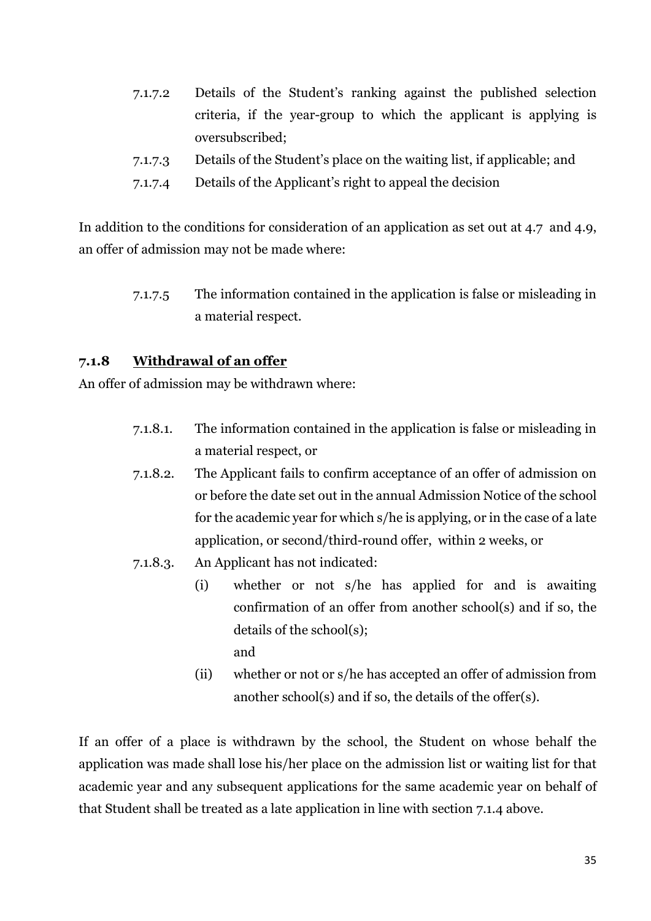7.1.7.2 Details of the Student's ranking against the published selection criteria, if the year-group to which the applicant is applying is oversubscribed;

7.1.7.3 Details of the Student's place on the waiting list, if applicable; and

7.1.7.4 Details of the Applicant's right to appeal the decision

In addition to the conditions for consideration of an application as set out at 4.7 and 4.9, an offer of admission may not be made where:

7.1.7.5 The information contained in the application is false or misleading in a material respect.

### 7.1.8 <u>Withdrawal of an offer</u>

An offer of admission may be withdrawn where:

7.1.8.1. The information contained in the application is false or misleading in a material respect, or

7.1.8.2. The Applicant fails to confirm acceptance of an offer of admission on or before the date set out in the annual Admission Notice of the school for the academic year for which s/he is applying, or in the case of a late application, or second/third-round offer, within 2 weeks, or

7.1.8.3. An Applicant has not indicated:

(i) whether or not s/he has applied for and is awaiting confirmation of an offer from another school(s) and if so, the details of the school(s);
and

(ii) whether or not or s/he has accepted an offer of admission from another school(s) and if so, the details of the offer(s).

If an offer of a place is withdrawn by the school, the Student on whose behalf the application was made shall lose his/her place on the admission list or waiting list for that academic year and any subsequent applications for the same academic year on behalf of that Student shall be treated as a late application in line with section 7.1.4 above.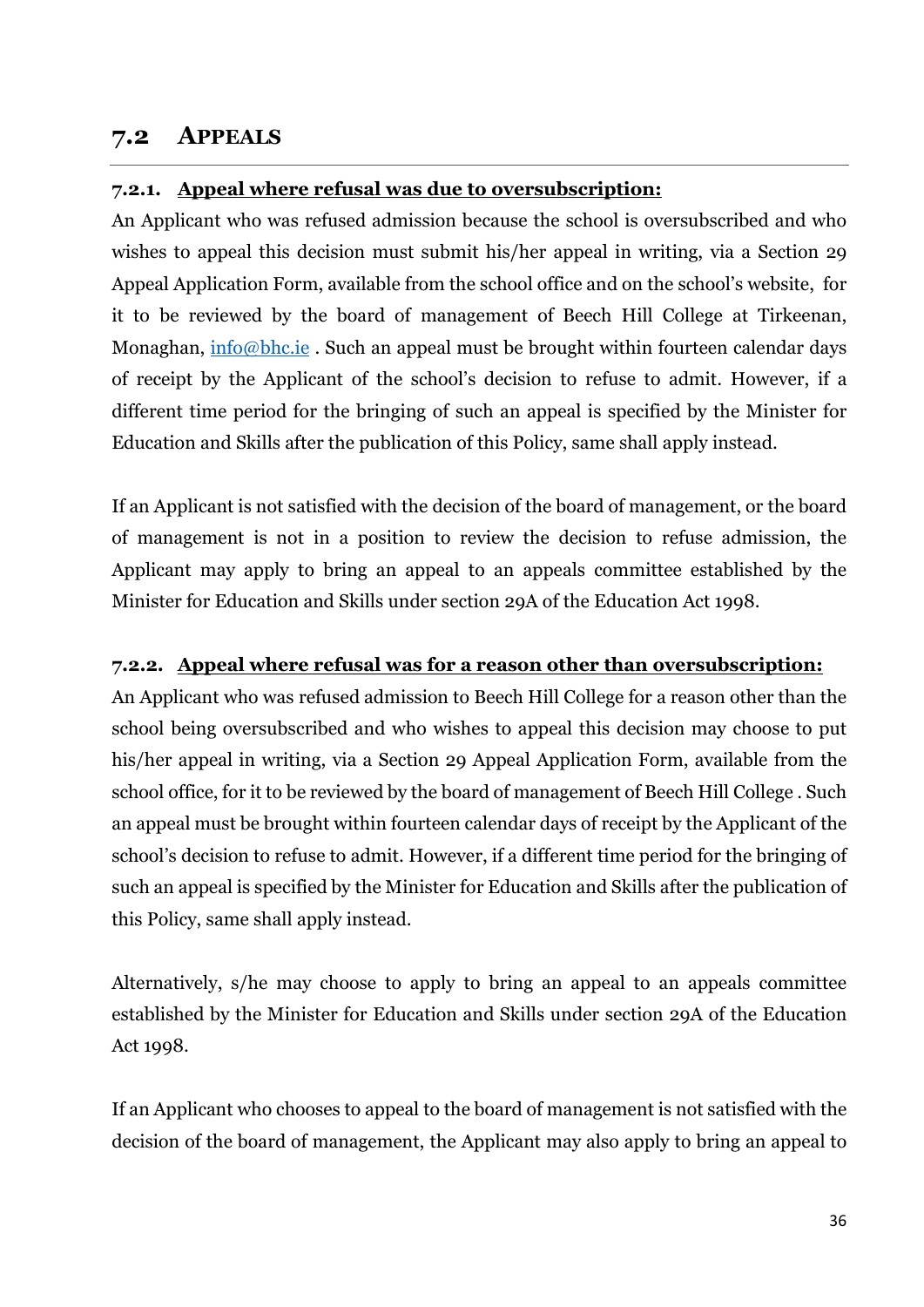## 7.2 APPEALS

### 7.2.1. Appeal where refusal was due to oversubscription:

An Applicant who was refused admission because the school is oversubscribed and who wishes to appeal this decision must submit his/her appeal in writing, via a Section 29 Appeal Application Form, available from the school office and on the school's website, for it to be reviewed by the board of management of Beech Hill College at Tirkeenan, Monaghan, [info@bhc.ie](mailto:info@bhc.ie) . Such an appeal must be brought within fourteen calendar days of receipt by the Applicant of the school's decision to refuse to admit. However, if a different time period for the bringing of such an appeal is specified by the Minister for Education and Skills after the publication of this Policy, same shall apply instead.

If an Applicant is not satisfied with the decision of the board of management, or the board of management is not in a position to review the decision to refuse admission, the Applicant may apply to bring an appeal to an appeals committee established by the Minister for Education and Skills under section 29A of the Education Act 1998.

### 7.2.2. Appeal where refusal was for a reason other than oversubscription:

An Applicant who was refused admission to Beech Hill College for a reason other than the school being oversubscribed and who wishes to appeal this decision may choose to put his/her appeal in writing, via a Section 29 Appeal Application Form, available from the school office, for it to be reviewed by the board of management of Beech Hill College . Such an appeal must be brought within fourteen calendar days of receipt by the Applicant of the school's decision to refuse to admit. However, if a different time period for the bringing of such an appeal is specified by the Minister for Education and Skills after the publication of this Policy, same shall apply instead.

Alternatively, s/he may choose to apply to bring an appeal to an appeals committee established by the Minister for Education and Skills under section 29A of the Education Act 1998.

If an Applicant who chooses to appeal to the board of management is not satisfied with the decision of the board of management, the Applicant may also apply to bring an appeal to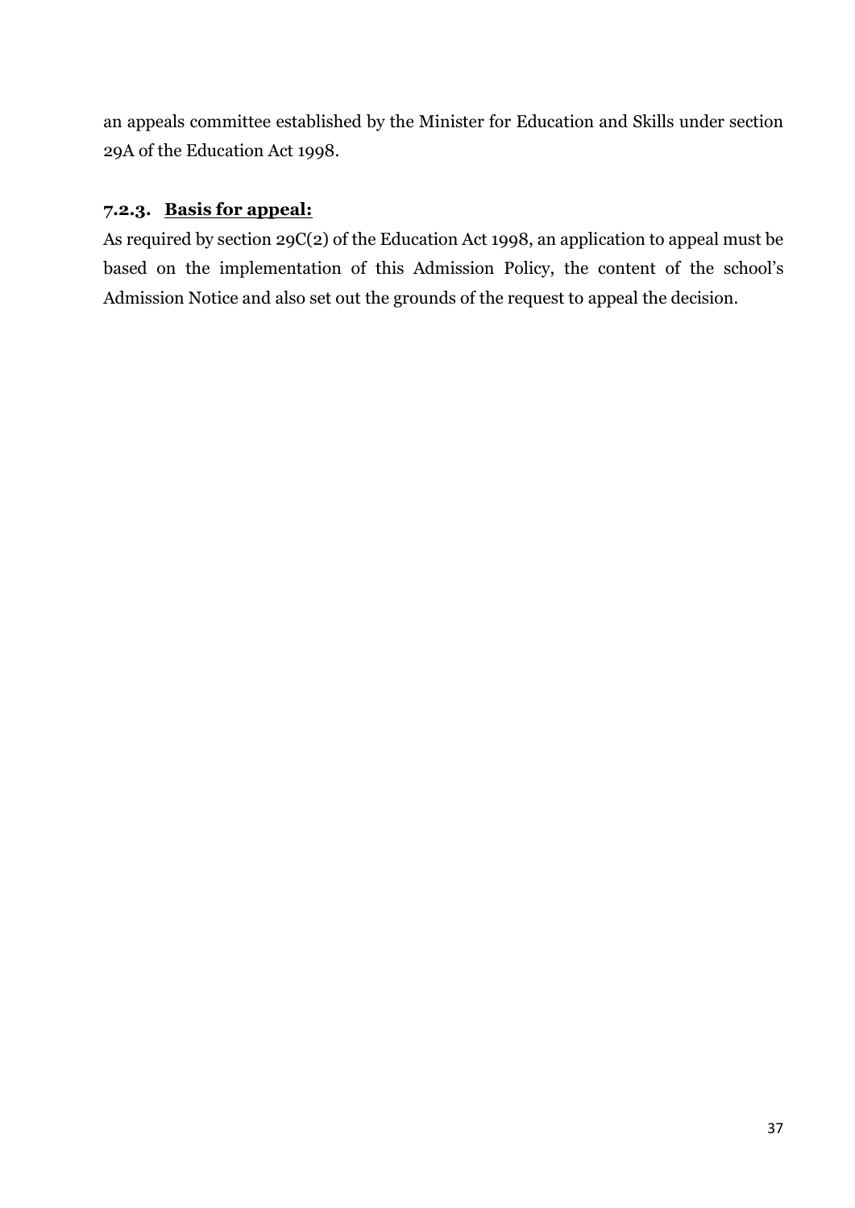an appeals committee established by the Minister for Education and Skills under section 29A of the Education Act 1998.

### 7.2.3. <u>Basis for appeal:</u>

As required by section 29C(2) of the Education Act 1998, an application to appeal must be based on the implementation of this Admission Policy, the content of the school's Admission Notice and also set out the grounds of the request to appeal the decision.